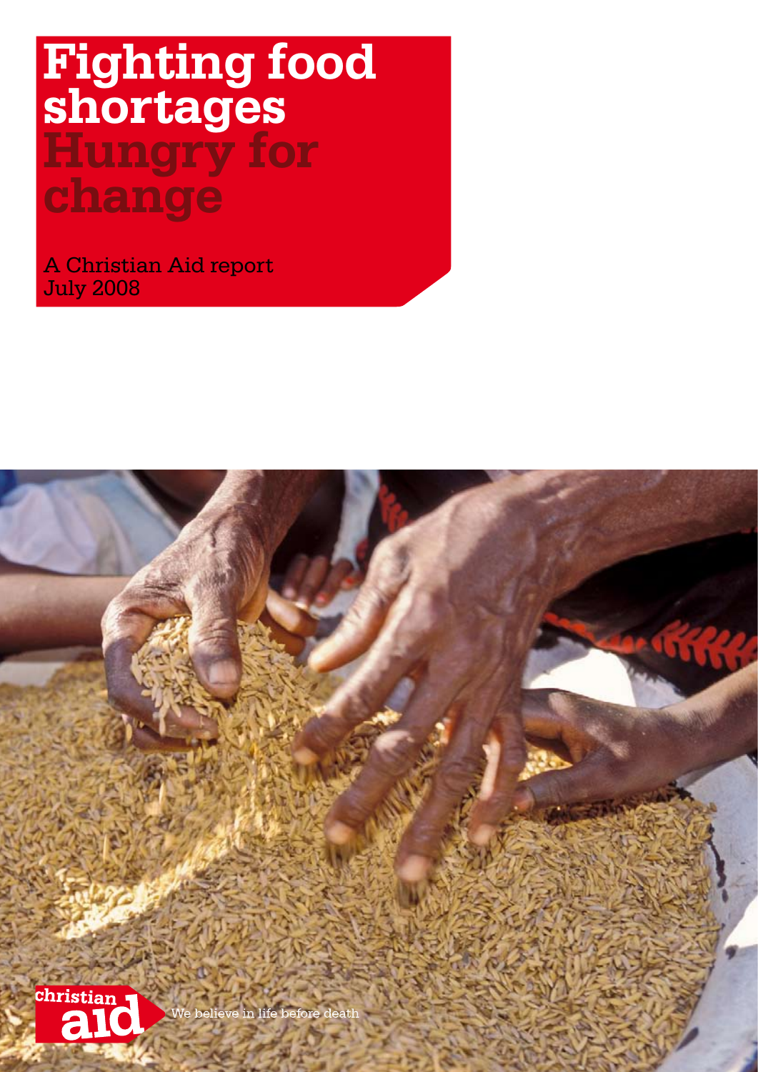# Fighting food shortages

## Hungry for change

A Christian Aid report
July 2008

christian aid

We believe in life before death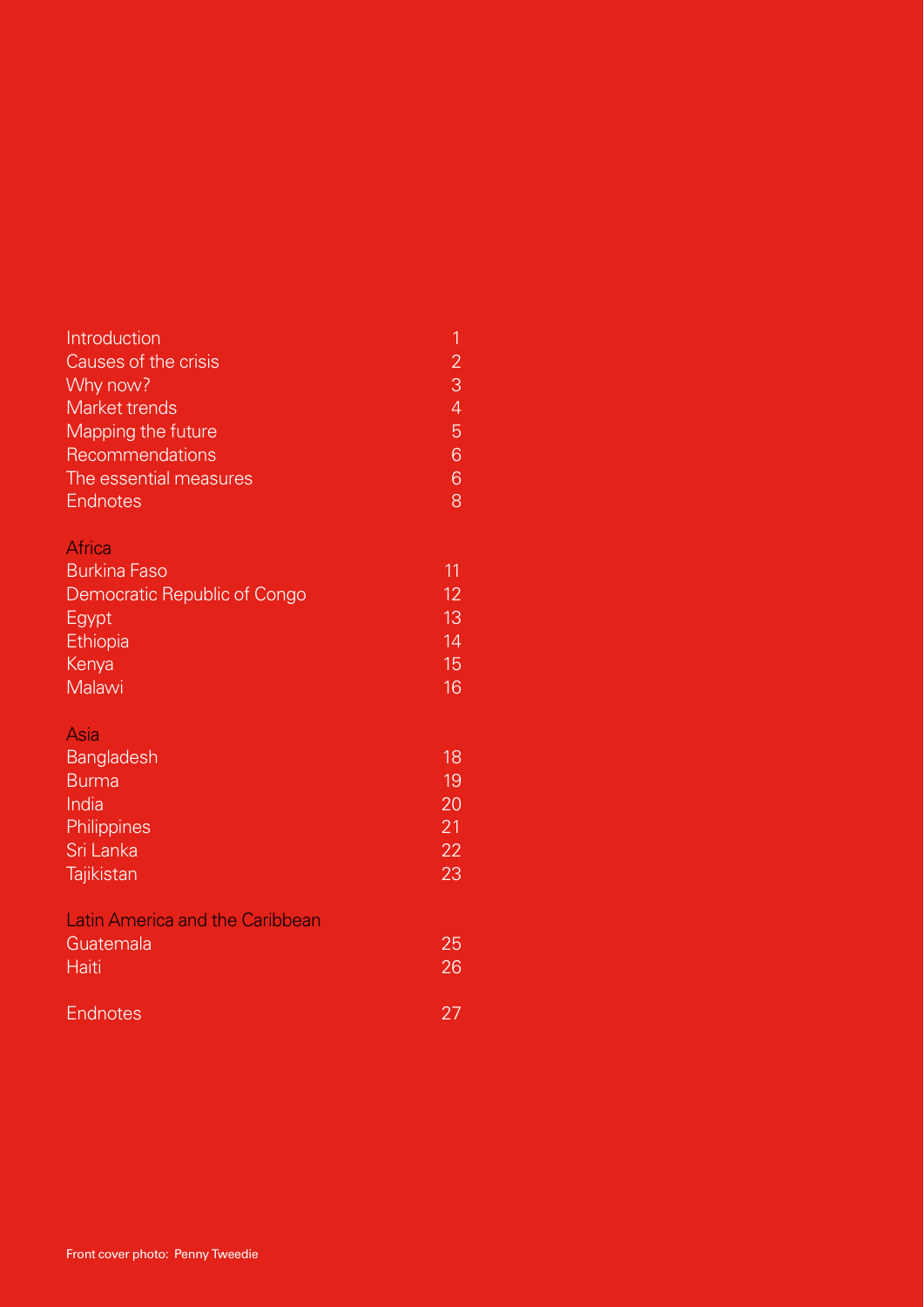| | |
|---|---|
| Introduction | 1 |
| Causes of the crisis | 2 |
| Why now? | 3 |
| Market trends | 4 |
| Mapping the future | 5 |
| Recommendations | 6 |
| The essential measures | 6 |
| Endnotes | 8 |
| | |
| Africa | |
| Burkina Faso | 11 |
| Democratic Republic of Congo | 12 |
| Egypt | 13 |
| Ethiopia | 14 |
| Kenya | 15 |
| Malawi | 16 |
| | |
| Asia | |
| Bangladesh | 18 |
| Burma | 19 |
| India | 20 |
| Philippines | 21 |
| Sri Lanka | 22 |
| Tajikistan | 23 |
| | |
| Latin America and the Caribbean | |
| Guatemala | 25 |
| Haiti | 26 |
| | |
| Endnotes | 27 |

Front cover photo: Penny Tweedie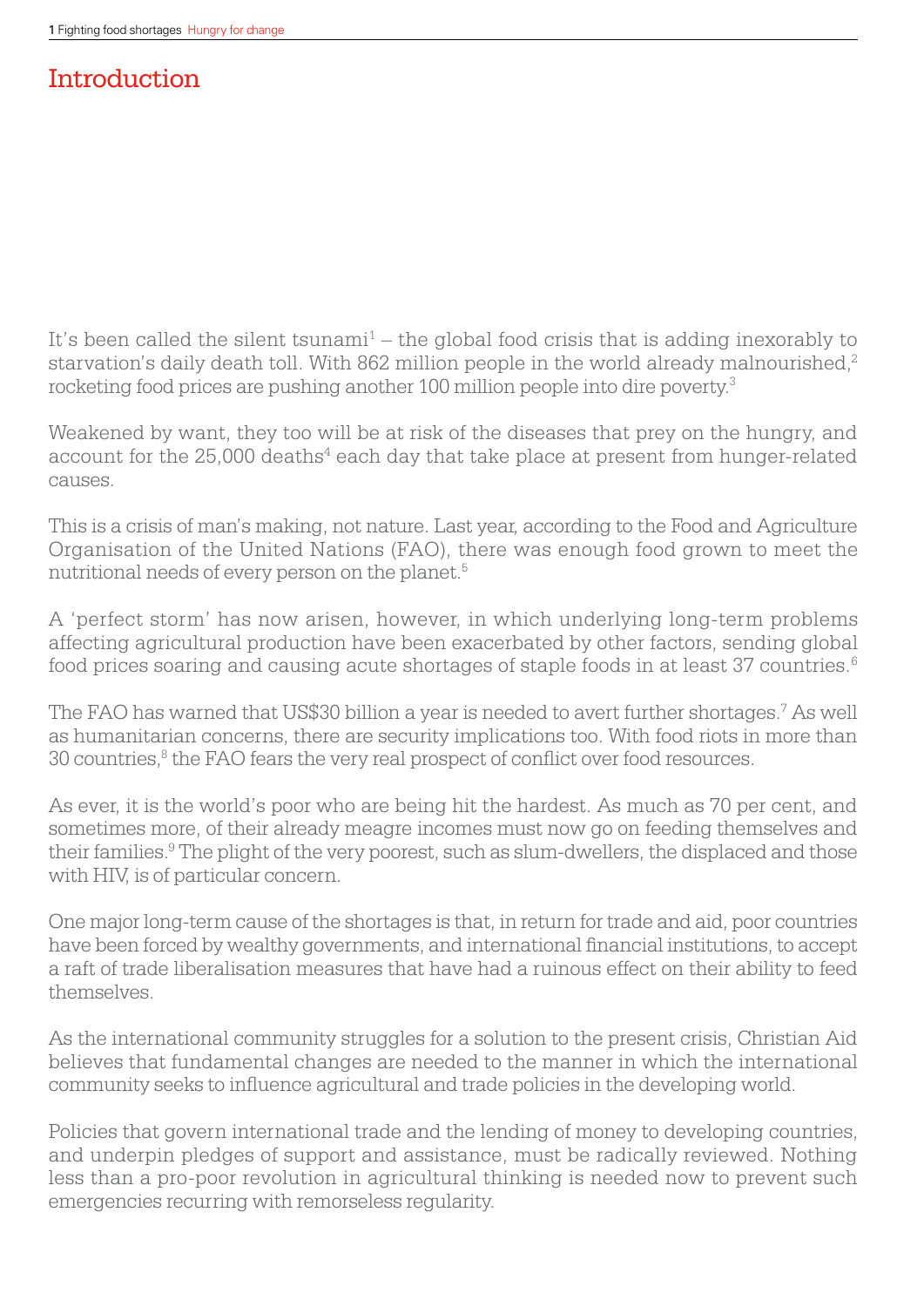# Introduction

It's been called the silent tsunami[1] – the global food crisis that is adding inexorably to starvation's daily death toll. With 862 million people in the world already malnourished,[2] rocketing food prices are pushing another 100 million people into dire poverty.[3]

Weakened by want, they too will be at risk of the diseases that prey on the hungry, and account for the 25,000 deaths[4] each day that take place at present from hunger-related causes.

This is a crisis of man's making, not nature. Last year, according to the Food and Agriculture Organisation of the United Nations (FAO), there was enough food grown to meet the nutritional needs of every person on the planet.[5]

A 'perfect storm' has now arisen, however, in which underlying long-term problems affecting agricultural production have been exacerbated by other factors, sending global food prices soaring and causing acute shortages of staple foods in at least 37 countries.[6]

The FAO has warned that US$30 billion a year is needed to avert further shortages.[7] As well as humanitarian concerns, there are security implications too. With food riots in more than 30 countries,[8] the FAO fears the very real prospect of conflict over food resources.

As ever, it is the world's poor who are being hit the hardest. As much as 70 per cent, and sometimes more, of their already meagre incomes must now go on feeding themselves and their families.[9] The plight of the very poorest, such as slum-dwellers, the displaced and those with HIV, is of particular concern.

One major long-term cause of the shortages is that, in return for trade and aid, poor countries have been forced by wealthy governments, and international financial institutions, to accept a raft of trade liberalisation measures that have had a ruinous effect on their ability to feed themselves.

As the international community struggles for a solution to the present crisis, Christian Aid believes that fundamental changes are needed to the manner in which the international community seeks to influence agricultural and trade policies in the developing world.

Policies that govern international trade and the lending of money to developing countries, and underpin pledges of support and assistance, must be radically reviewed. Nothing less than a pro-poor revolution in agricultural thinking is needed now to prevent such emergencies recurring with remorseless regularity.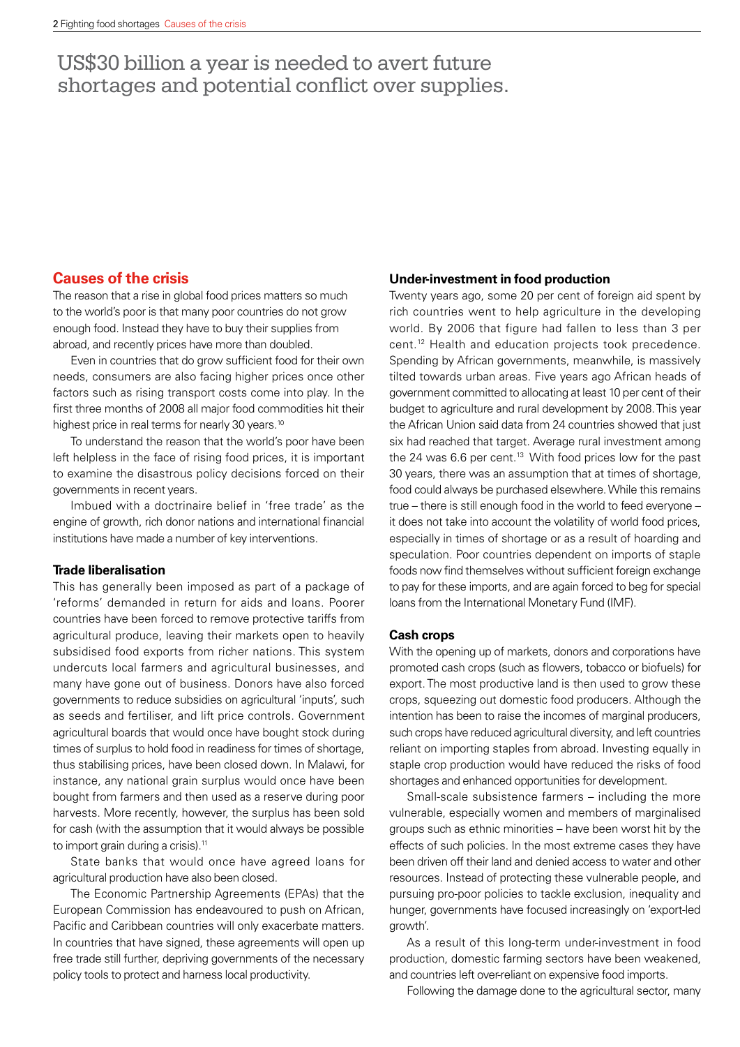US$30 billion a year is needed to avert future shortages and potential conflict over supplies.

## Causes of the crisis

The reason that a rise in global food prices matters so much to the world's poor is that many poor countries do not grow enough food. Instead they have to buy their supplies from abroad, and recently prices have more than doubled.

Even in countries that do grow sufficient food for their own needs, consumers are also facing higher prices once other factors such as rising transport costs come into play. In the first three months of 2008 all major food commodities hit their highest price in real terms for nearly 30 years.[10]

To understand the reason that the world's poor have been left helpless in the face of rising food prices, it is important to examine the disastrous policy decisions forced on their governments in recent years.

Imbued with a doctrinaire belief in 'free trade' as the engine of growth, rich donor nations and international financial institutions have made a number of key interventions.

### Trade liberalisation

This has generally been imposed as part of a package of 'reforms' demanded in return for aids and loans. Poorer countries have been forced to remove protective tariffs from agricultural produce, leaving their markets open to heavily subsidised food exports from richer nations. This system undercuts local farmers and agricultural businesses, and many have gone out of business. Donors have also forced governments to reduce subsidies on agricultural 'inputs', such as seeds and fertiliser, and lift price controls. Government agricultural boards that would once have bought stock during times of surplus to hold food in readiness for times of shortage, thus stabilising prices, have been closed down. In Malawi, for instance, any national grain surplus would once have been bought from farmers and then used as a reserve during poor harvests. More recently, however, the surplus has been sold for cash (with the assumption that it would always be possible to import grain during a crisis).[11]

State banks that would once have agreed loans for agricultural production have also been closed.

The Economic Partnership Agreements (EPAs) that the European Commission has endeavoured to push on African, Pacific and Caribbean countries will only exacerbate matters. In countries that have signed, these agreements will open up free trade still further, depriving governments of the necessary policy tools to protect and harness local productivity.

### Under-investment in food production

Twenty years ago, some 20 per cent of foreign aid spent by rich countries went to help agriculture in the developing world. By 2006 that figure had fallen to less than 3 per cent.[12] Health and education projects took precedence. Spending by African governments, meanwhile, is massively tilted towards urban areas. Five years ago African heads of government committed to allocating at least 10 per cent of their budget to agriculture and rural development by 2008. This year the African Union said data from 24 countries showed that just six had reached that target. Average rural investment among the 24 was 6.6 per cent.[13] With food prices low for the past 30 years, there was an assumption that at times of shortage, food could always be purchased elsewhere. While this remains true – there is still enough food in the world to feed everyone – it does not take into account the volatility of world food prices, especially in times of shortage or as a result of hoarding and speculation. Poor countries dependent on imports of staple foods now find themselves without sufficient foreign exchange to pay for these imports, and are again forced to beg for special loans from the International Monetary Fund (IMF).

### Cash crops

With the opening up of markets, donors and corporations have promoted cash crops (such as flowers, tobacco or biofuels) for export. The most productive land is then used to grow these crops, squeezing out domestic food producers. Although the intention has been to raise the incomes of marginal producers, such crops have reduced agricultural diversity, and left countries reliant on importing staples from abroad. Investing equally in staple crop production would have reduced the risks of food shortages and enhanced opportunities for development.

Small-scale subsistence farmers – including the more vulnerable, especially women and members of marginalised groups such as ethnic minorities – have been worst hit by the effects of such policies. In the most extreme cases they have been driven off their land and denied access to water and other resources. Instead of protecting these vulnerable people, and pursuing pro-poor policies to tackle exclusion, inequality and hunger, governments have focused increasingly on 'export-led growth'.

As a result of this long-term under-investment in food production, domestic farming sectors have been weakened, and countries left over-reliant on expensive food imports.

Following the damage done to the agricultural sector, many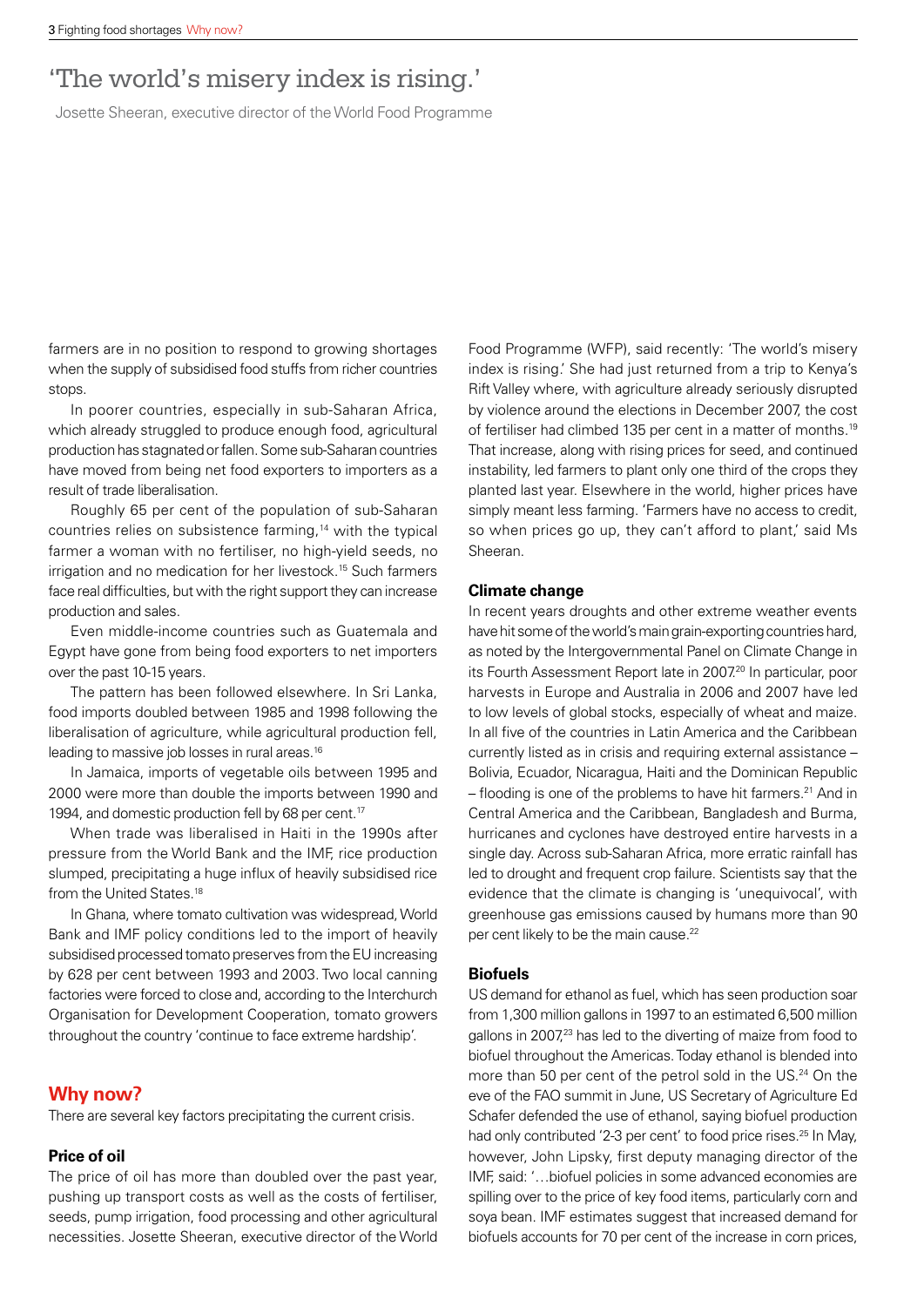## 'The world's misery index is rising.'

Josette Sheeran, executive director of the World Food Programme

farmers are in no position to respond to growing shortages when the supply of subsidised food stuffs from richer countries stops.

In poorer countries, especially in sub-Saharan Africa, which already struggled to produce enough food, agricultural production has stagnated or fallen. Some sub-Saharan countries have moved from being net food exporters to importers as a result of trade liberalisation.

Roughly 65 per cent of the population of sub-Saharan countries relies on subsistence farming,[14] with the typical farmer a woman with no fertiliser, no high-yield seeds, no irrigation and no medication for her livestock.[15] Such farmers face real difficulties, but with the right support they can increase production and sales.

Even middle-income countries such as Guatemala and Egypt have gone from being food exporters to net importers over the past 10-15 years.

The pattern has been followed elsewhere. In Sri Lanka, food imports doubled between 1985 and 1998 following the liberalisation of agriculture, while agricultural production fell, leading to massive job losses in rural areas.[16]

In Jamaica, imports of vegetable oils between 1995 and 2000 were more than double the imports between 1990 and 1994, and domestic production fell by 68 per cent.[17]

When trade was liberalised in Haiti in the 1990s after pressure from the World Bank and the IMF, rice production slumped, precipitating a huge influx of heavily subsidised rice from the United States.[18]

In Ghana, where tomato cultivation was widespread, World Bank and IMF policy conditions led to the import of heavily subsidised processed tomato preserves from the EU increasing by 628 per cent between 1993 and 2003. Two local canning factories were forced to close and, according to the Interchurch Organisation for Development Cooperation, tomato growers throughout the country 'continue to face extreme hardship'.

## Why now?

There are several key factors precipitating the current crisis.

### Price of oil

The price of oil has more than doubled over the past year, pushing up transport costs as well as the costs of fertiliser, seeds, pump irrigation, food processing and other agricultural necessities. Josette Sheeran, executive director of the World Food Programme (WFP), said recently: 'The world's misery index is rising.' She had just returned from a trip to Kenya's Rift Valley where, with agriculture already seriously disrupted by violence around the elections in December 2007, the cost of fertiliser had climbed 135 per cent in a matter of months.[19] That increase, along with rising prices for seed, and continued instability, led farmers to plant only one third of the crops they planted last year. Elsewhere in the world, higher prices have simply meant less farming. 'Farmers have no access to credit, so when prices go up, they can't afford to plant,' said Ms Sheeran.

### Climate change

In recent years droughts and other extreme weather events have hit some of the world's main grain-exporting countries hard, as noted by the Intergovernmental Panel on Climate Change in its Fourth Assessment Report late in 2007.[20] In particular, poor harvests in Europe and Australia in 2006 and 2007 have led to low levels of global stocks, especially of wheat and maize. In all five of the countries in Latin America and the Caribbean currently listed as in crisis and requiring external assistance – Bolivia, Ecuador, Nicaragua, Haiti and the Dominican Republic – flooding is one of the problems to have hit farmers.[21] And in Central America and the Caribbean, Bangladesh and Burma, hurricanes and cyclones have destroyed entire harvests in a single day. Across sub-Saharan Africa, more erratic rainfall has led to drought and frequent crop failure. Scientists say that the evidence that the climate is changing is 'unequivocal', with greenhouse gas emissions caused by humans more than 90 per cent likely to be the main cause.[22]

### Biofuels

US demand for ethanol as fuel, which has seen production soar from 1,300 million gallons in 1997 to an estimated 6,500 million gallons in 2007,[23] has led to the diverting of maize from food to biofuel throughout the Americas. Today ethanol is blended into more than 50 per cent of the petrol sold in the US.[24] On the eve of the FAO summit in June, US Secretary of Agriculture Ed Schafer defended the use of ethanol, saying biofuel production had only contributed '2-3 per cent' to food price rises.[25] In May, however, John Lipsky, first deputy managing director of the IMF, said: '…biofuel policies in some advanced economies are spilling over to the price of key food items, particularly corn and soya bean. IMF estimates suggest that increased demand for biofuels accounts for 70 per cent of the increase in corn prices,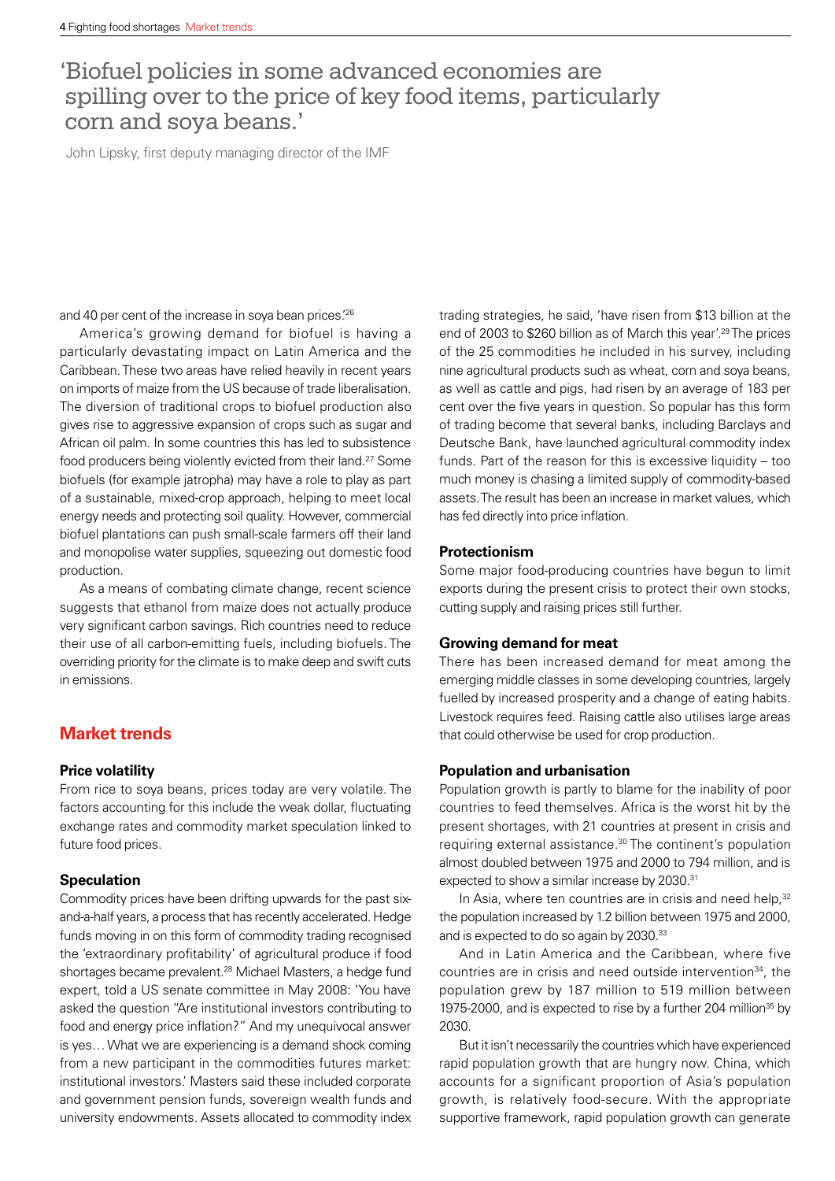> 'Biofuel policies in some advanced economies are spilling over to the price of key food items, particularly corn and soya beans.'
>
> John Lipsky, first deputy managing director of the IMF

and 40 per cent of the increase in soya bean prices.'[26]

America's growing demand for biofuel is having a particularly devastating impact on Latin America and the Caribbean. These two areas have relied heavily in recent years on imports of maize from the US because of trade liberalisation. The diversion of traditional crops to biofuel production also gives rise to aggressive expansion of crops such as sugar and African oil palm. In some countries this has led to subsistence food producers being violently evicted from their land.[27] Some biofuels (for example jatropha) may have a role to play as part of a sustainable, mixed-crop approach, helping to meet local energy needs and protecting soil quality. However, commercial biofuel plantations can push small-scale farmers off their land and monopolise water supplies, squeezing out domestic food production.

As a means of combating climate change, recent science suggests that ethanol from maize does not actually produce very significant carbon savings. Rich countries need to reduce their use of all carbon-emitting fuels, including biofuels. The overriding priority for the climate is to make deep and swift cuts in emissions.

## Market trends

### Price volatility

From rice to soya beans, prices today are very volatile. The factors accounting for this include the weak dollar, fluctuating exchange rates and commodity market speculation linked to future food prices.

### Speculation

Commodity prices have been drifting upwards for the past six-and-a-half years, a process that has recently accelerated. Hedge funds moving in on this form of commodity trading recognised the 'extraordinary profitability' of agricultural produce if food shortages became prevalent.[28] Michael Masters, a hedge fund expert, told a US senate committee in May 2008: 'You have asked the question "Are institutional investors contributing to food and energy price inflation?" And my unequivocal answer is yes… What we are experiencing is a demand shock coming from a new participant in the commodities futures market: institutional investors.' Masters said these included corporate and government pension funds, sovereign wealth funds and university endowments. Assets allocated to commodity index trading strategies, he said, 'have risen from $13 billion at the end of 2003 to $260 billion as of March this year'.[29] The prices of the 25 commodities he included in his survey, including nine agricultural products such as wheat, corn and soya beans, as well as cattle and pigs, had risen by an average of 183 per cent over the five years in question. So popular has this form of trading become that several banks, including Barclays and Deutsche Bank, have launched agricultural commodity index funds. Part of the reason for this is excessive liquidity – too much money is chasing a limited supply of commodity-based assets. The result has been an increase in market values, which has fed directly into price inflation.

### Protectionism

Some major food-producing countries have begun to limit exports during the present crisis to protect their own stocks, cutting supply and raising prices still further.

### Growing demand for meat

There has been increased demand for meat among the emerging middle classes in some developing countries, largely fuelled by increased prosperity and a change of eating habits. Livestock requires feed. Raising cattle also utilises large areas that could otherwise be used for crop production.

### Population and urbanisation

Population growth is partly to blame for the inability of poor countries to feed themselves. Africa is the worst hit by the present shortages, with 21 countries at present in crisis and requiring external assistance.[30] The continent's population almost doubled between 1975 and 2000 to 794 million, and is expected to show a similar increase by 2030.[31]

In Asia, where ten countries are in crisis and need help,[32] the population increased by 1.2 billion between 1975 and 2000, and is expected to do so again by 2030.[33]

And in Latin America and the Caribbean, where five countries are in crisis and need outside intervention[34], the population grew by 187 million to 519 million between 1975-2000, and is expected to rise by a further 204 million[35] by 2030.

But it isn't necessarily the countries which have experienced rapid population growth that are hungry now. China, which accounts for a significant proportion of Asia's population growth, is relatively food-secure. With the appropriate supportive framework, rapid population growth can generate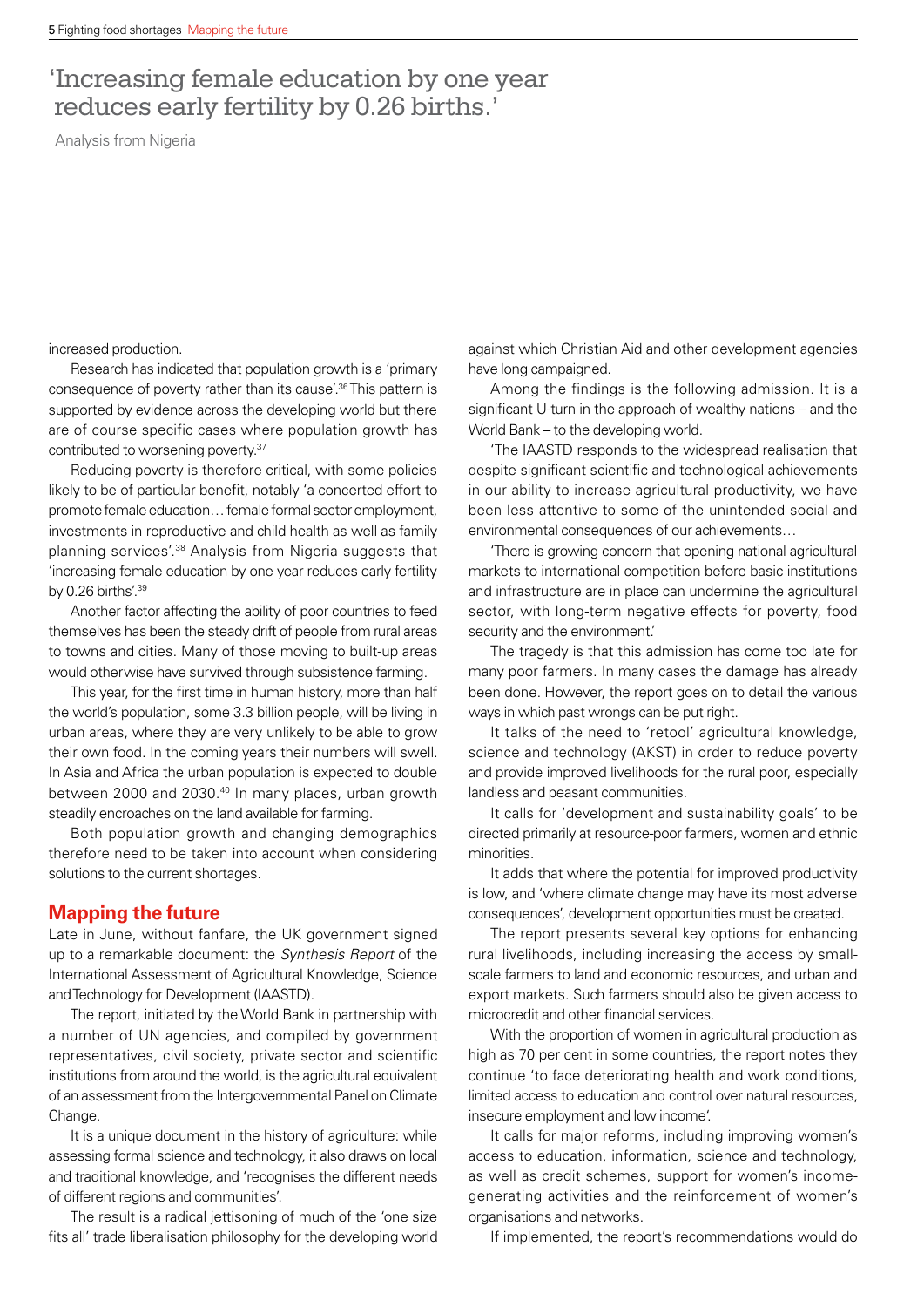'Increasing female education by one year reduces early fertility by 0.26 births.'

Analysis from Nigeria

increased production.

Research has indicated that population growth is a 'primary consequence of poverty rather than its cause'.[36] This pattern is supported by evidence across the developing world but there are of course specific cases where population growth has contributed to worsening poverty.[37]

Reducing poverty is therefore critical, with some policies likely to be of particular benefit, notably 'a concerted effort to promote female education… female formal sector employment, investments in reproductive and child health as well as family planning services'.[38] Analysis from Nigeria suggests that 'increasing female education by one year reduces early fertility by 0.26 births'.[39]

Another factor affecting the ability of poor countries to feed themselves has been the steady drift of people from rural areas to towns and cities. Many of those moving to built-up areas would otherwise have survived through subsistence farming.

This year, for the first time in human history, more than half the world's population, some 3.3 billion people, will be living in urban areas, where they are very unlikely to be able to grow their own food. In the coming years their numbers will swell. In Asia and Africa the urban population is expected to double between 2000 and 2030.[40] In many places, urban growth steadily encroaches on the land available for farming.

Both population growth and changing demographics therefore need to be taken into account when considering solutions to the current shortages.

## Mapping the future

Late in June, without fanfare, the UK government signed up to a remarkable document: the *Synthesis Report* of the International Assessment of Agricultural Knowledge, Science and Technology for Development (IAASTD).

The report, initiated by the World Bank in partnership with a number of UN agencies, and compiled by government representatives, civil society, private sector and scientific institutions from around the world, is the agricultural equivalent of an assessment from the Intergovernmental Panel on Climate Change.

It is a unique document in the history of agriculture: while assessing formal science and technology, it also draws on local and traditional knowledge, and 'recognises the different needs of different regions and communities'.

The result is a radical jettisoning of much of the 'one size fits all' trade liberalisation philosophy for the developing world against which Christian Aid and other development agencies have long campaigned.

Among the findings is the following admission. It is a significant U-turn in the approach of wealthy nations – and the World Bank – to the developing world.

'The IAASTD responds to the widespread realisation that despite significant scientific and technological achievements in our ability to increase agricultural productivity, we have been less attentive to some of the unintended social and environmental consequences of our achievements…

'There is growing concern that opening national agricultural markets to international competition before basic institutions and infrastructure are in place can undermine the agricultural sector, with long-term negative effects for poverty, food security and the environment.'

The tragedy is that this admission has come too late for many poor farmers. In many cases the damage has already been done. However, the report goes on to detail the various ways in which past wrongs can be put right.

It talks of the need to 'retool' agricultural knowledge, science and technology (AKST) in order to reduce poverty and provide improved livelihoods for the rural poor, especially landless and peasant communities.

It calls for 'development and sustainability goals' to be directed primarily at resource-poor farmers, women and ethnic minorities.

It adds that where the potential for improved productivity is low, and 'where climate change may have its most adverse consequences', development opportunities must be created.

The report presents several key options for enhancing rural livelihoods, including increasing the access by small-scale farmers to land and economic resources, and urban and export markets. Such farmers should also be given access to microcredit and other financial services.

With the proportion of women in agricultural production as high as 70 per cent in some countries, the report notes they continue 'to face deteriorating health and work conditions, limited access to education and control over natural resources, insecure employment and low income'.

It calls for major reforms, including improving women's access to education, information, science and technology, as well as credit schemes, support for women's income-generating activities and the reinforcement of women's organisations and networks.

If implemented, the report's recommendations would do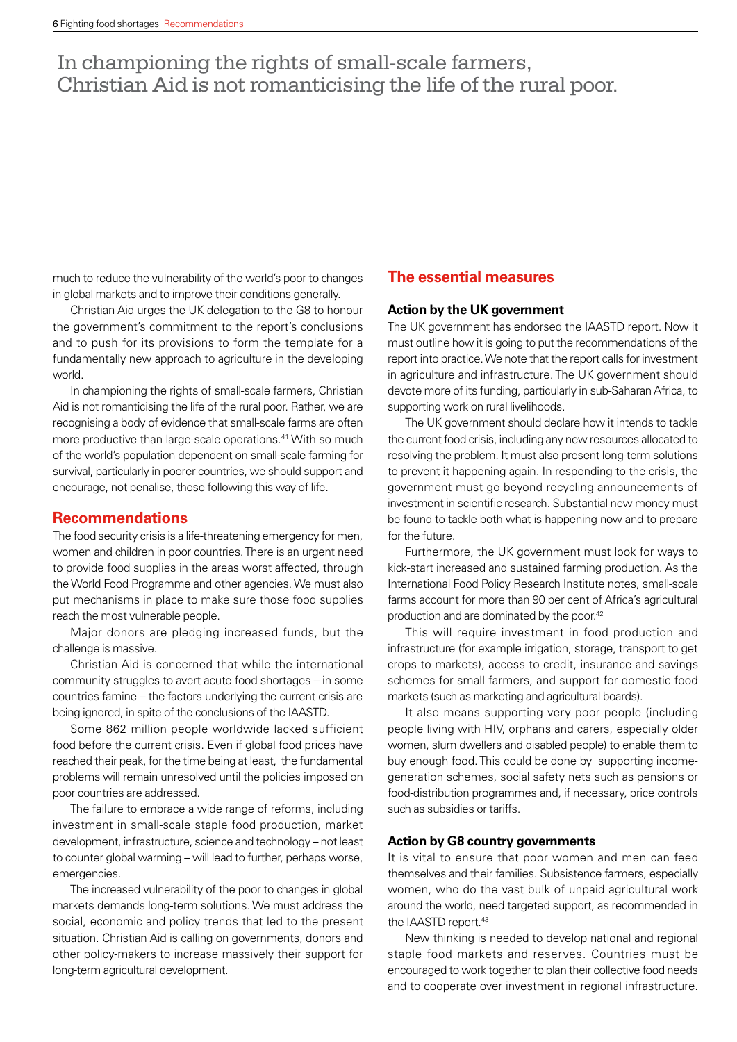In championing the rights of small-scale farmers, Christian Aid is not romanticising the life of the rural poor.

much to reduce the vulnerability of the world's poor to changes in global markets and to improve their conditions generally.

Christian Aid urges the UK delegation to the G8 to honour the government's commitment to the report's conclusions and to push for its provisions to form the template for a fundamentally new approach to agriculture in the developing world.

In championing the rights of small-scale farmers, Christian Aid is not romanticising the life of the rural poor. Rather, we are recognising a body of evidence that small-scale farms are often more productive than large-scale operations.[41] With so much of the world's population dependent on small-scale farming for survival, particularly in poorer countries, we should support and encourage, not penalise, those following this way of life.

## Recommendations

The food security crisis is a life-threatening emergency for men, women and children in poor countries. There is an urgent need to provide food supplies in the areas worst affected, through the World Food Programme and other agencies. We must also put mechanisms in place to make sure those food supplies reach the most vulnerable people.

Major donors are pledging increased funds, but the challenge is massive.

Christian Aid is concerned that while the international community struggles to avert acute food shortages – in some countries famine – the factors underlying the current crisis are being ignored, in spite of the conclusions of the IAASTD.

Some 862 million people worldwide lacked sufficient food before the current crisis. Even if global food prices have reached their peak, for the time being at least, the fundamental problems will remain unresolved until the policies imposed on poor countries are addressed.

The failure to embrace a wide range of reforms, including investment in small-scale staple food production, market development, infrastructure, science and technology – not least to counter global warming – will lead to further, perhaps worse, emergencies.

The increased vulnerability of the poor to changes in global markets demands long-term solutions. We must address the social, economic and policy trends that led to the present situation. Christian Aid is calling on governments, donors and other policy-makers to increase massively their support for long-term agricultural development.

## The essential measures

### Action by the UK government

The UK government has endorsed the IAASTD report. Now it must outline how it is going to put the recommendations of the report into practice. We note that the report calls for investment in agriculture and infrastructure. The UK government should devote more of its funding, particularly in sub-Saharan Africa, to supporting work on rural livelihoods.

The UK government should declare how it intends to tackle the current food crisis, including any new resources allocated to resolving the problem. It must also present long-term solutions to prevent it happening again. In responding to the crisis, the government must go beyond recycling announcements of investment in scientific research. Substantial new money must be found to tackle both what is happening now and to prepare for the future.

Furthermore, the UK government must look for ways to kick-start increased and sustained farming production. As the International Food Policy Research Institute notes, small-scale farms account for more than 90 per cent of Africa's agricultural production and are dominated by the poor.[42]

This will require investment in food production and infrastructure (for example irrigation, storage, transport to get crops to markets), access to credit, insurance and savings schemes for small farmers, and support for domestic food markets (such as marketing and agricultural boards).

It also means supporting very poor people (including people living with HIV, orphans and carers, especially older women, slum dwellers and disabled people) to enable them to buy enough food. This could be done by supporting income-generation schemes, social safety nets such as pensions or food-distribution programmes and, if necessary, price controls such as subsidies or tariffs.

### Action by G8 country governments

It is vital to ensure that poor women and men can feed themselves and their families. Subsistence farmers, especially women, who do the vast bulk of unpaid agricultural work around the world, need targeted support, as recommended in the IAASTD report.[43]

New thinking is needed to develop national and regional staple food markets and reserves. Countries must be encouraged to work together to plan their collective food needs and to cooperate over investment in regional infrastructure.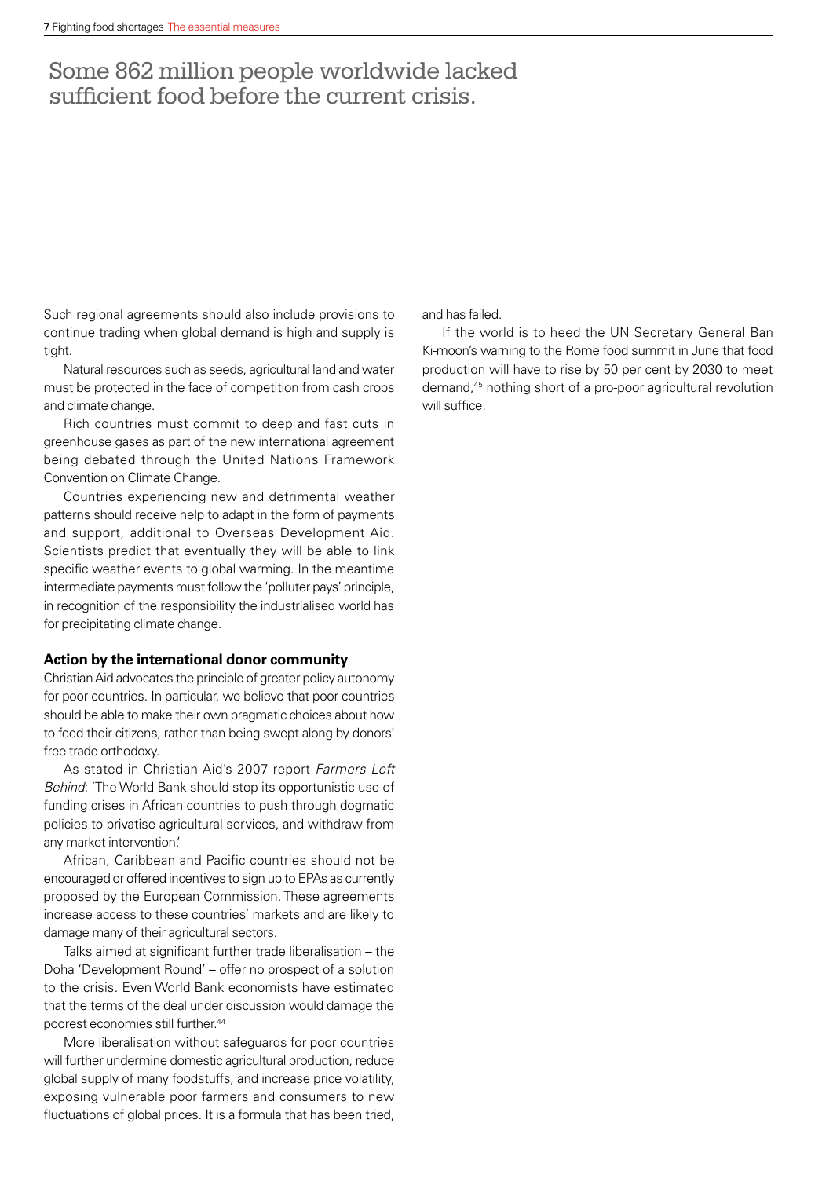Some 862 million people worldwide lacked sufficient food before the current crisis.

Such regional agreements should also include provisions to continue trading when global demand is high and supply is tight.

Natural resources such as seeds, agricultural land and water must be protected in the face of competition from cash crops and climate change.

Rich countries must commit to deep and fast cuts in greenhouse gases as part of the new international agreement being debated through the United Nations Framework Convention on Climate Change.

Countries experiencing new and detrimental weather patterns should receive help to adapt in the form of payments and support, additional to Overseas Development Aid. Scientists predict that eventually they will be able to link specific weather events to global warming. In the meantime intermediate payments must follow the 'polluter pays' principle, in recognition of the responsibility the industrialised world has for precipitating climate change.

**Action by the international donor community**

Christian Aid advocates the principle of greater policy autonomy for poor countries. In particular, we believe that poor countries should be able to make their own pragmatic choices about how to feed their citizens, rather than being swept along by donors' free trade orthodoxy.

As stated in Christian Aid's 2007 report *Farmers Left Behind*: 'The World Bank should stop its opportunistic use of funding crises in African countries to push through dogmatic policies to privatise agricultural services, and withdraw from any market intervention.'

African, Caribbean and Pacific countries should not be encouraged or offered incentives to sign up to EPAs as currently proposed by the European Commission. These agreements increase access to these countries' markets and are likely to damage many of their agricultural sectors.

Talks aimed at significant further trade liberalisation – the Doha 'Development Round' – offer no prospect of a solution to the crisis. Even World Bank economists have estimated that the terms of the deal under discussion would damage the poorest economies still further.[44]

More liberalisation without safeguards for poor countries will further undermine domestic agricultural production, reduce global supply of many foodstuffs, and increase price volatility, exposing vulnerable poor farmers and consumers to new fluctuations of global prices. It is a formula that has been tried, and has failed.

If the world is to heed the UN Secretary General Ban Ki-moon's warning to the Rome food summit in June that food production will have to rise by 50 per cent by 2030 to meet demand,[45] nothing short of a pro-poor agricultural revolution will suffice.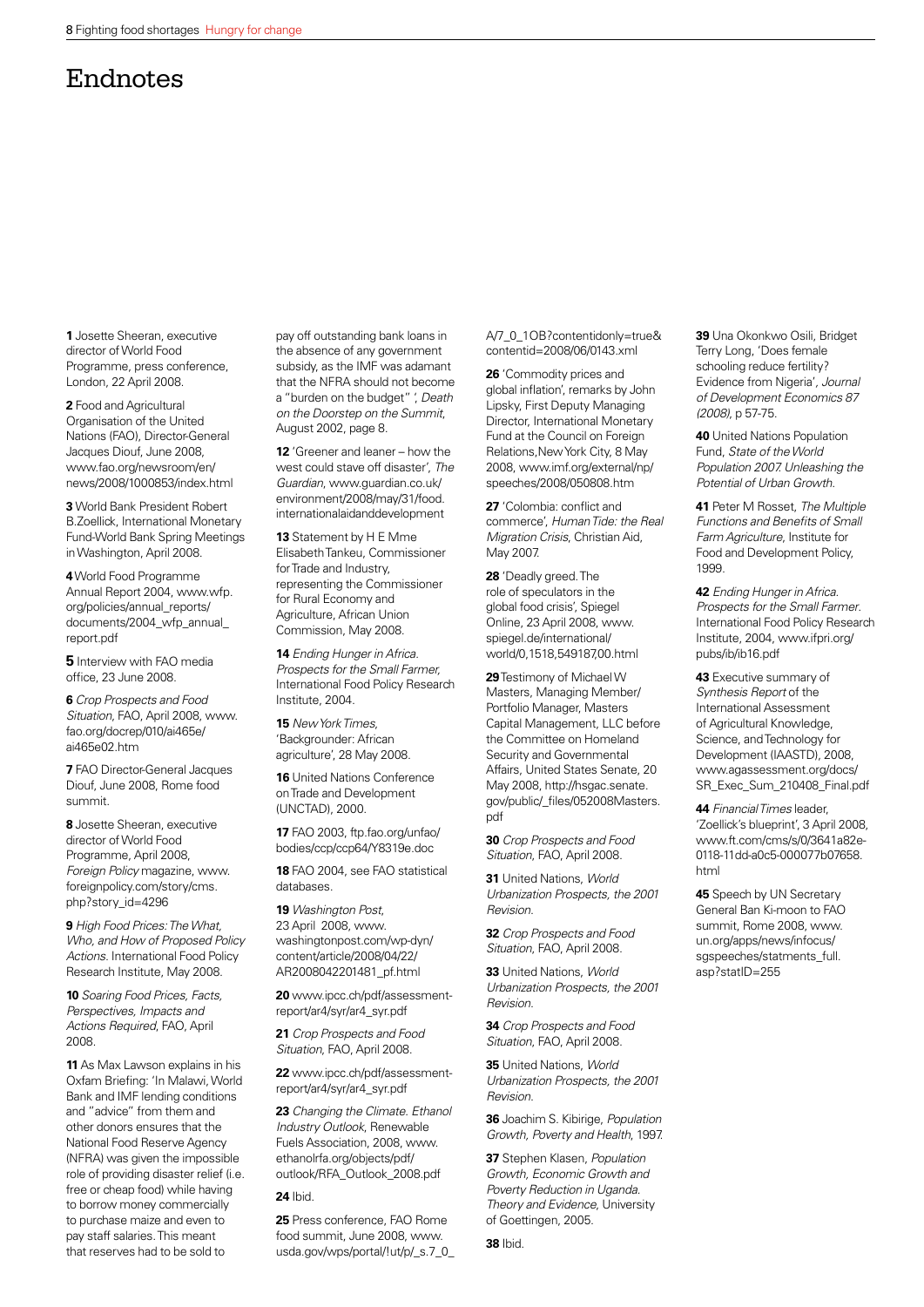# Endnotes

**1** Josette Sheeran, executive director of World Food Programme, press conference, London, 22 April 2008.

**2** Food and Agricultural Organisation of the United Nations (FAO), Director-General Jacques Diouf, June 2008, www.fao.org/newsroom/en/news/2008/1000853/index.html

**3** World Bank President Robert B.Zoellick, International Monetary Fund-World Bank Spring Meetings in Washington, April 2008.

**4** World Food Programme Annual Report 2004, www.wfp.org/policies/annual_reports/documents/2004_wfp_annual_report.pdf

**5** Interview with FAO media office, 23 June 2008.

**6** *Crop Prospects and Food Situation*, FAO, April 2008, www.fao.org/docrep/010/ai465e/ai465e02.htm

**7** FAO Director-General Jacques Diouf, June 2008, Rome food summit.

**8** Josette Sheeran, executive director of World Food Programme, April 2008, *Foreign Policy* magazine, www.foreignpolicy.com/story/cms.php?story_id=4296

**9** *High Food Prices: The What, Who, and How of Proposed Policy Actions*. International Food Policy Research Institute, May 2008.

**10** *Soaring Food Prices, Facts, Perspectives, Impacts and Actions Required*, FAO, April 2008.

**11** As Max Lawson explains in his Oxfam Briefing: 'In Malawi, World Bank and IMF lending conditions and "advice" from them and other donors ensures that the National Food Reserve Agency (NFRA) was given the impossible role of providing disaster relief (i.e. free or cheap food) while having to borrow money commercially to purchase maize and even to pay staff salaries. This meant that reserves had to be sold to pay off outstanding bank loans in the absence of any government subsidy, as the IMF was adamant that the NFRA should not become a "burden on the budget" ', *Death on the Doorstep on the Summit*, August 2002, page 8.

**12** 'Greener and leaner – how the west could stave off disaster', *The Guardian*, www.guardian.co.uk/environment/2008/may/31/food.internationalaidanddevelopment

**13** Statement by H E Mme Elisabeth Tankeu, Commissioner for Trade and Industry, representing the Commissioner for Rural Economy and Agriculture, African Union Commission, May 2008.

**14** *Ending Hunger in Africa. Prospects for the Small Farmer*, International Food Policy Research Institute, 2004.

**15** *New York Times*, 'Backgrounder: African agriculture', 28 May 2008.

**16** United Nations Conference on Trade and Development (UNCTAD), 2000.

**17** FAO 2003, ftp.fao.org/unfao/bodies/ccp/ccp64/Y8319e.doc

**18** FAO 2004, see FAO statistical databases.

**19** *Washington Post*, 23 April 2008, www.washingtonpost.com/wp-dyn/content/article/2008/04/22/AR2008042201481_pf.html

**20** www.ipcc.ch/pdf/assessment-report/ar4/syr/ar4_syr.pdf

**21** *Crop Prospects and Food Situation*, FAO, April 2008.

**22** www.ipcc.ch/pdf/assessment-report/ar4/syr/ar4_syr.pdf

**23** *Changing the Climate. Ethanol Industry Outlook*, Renewable Fuels Association, 2008, www.ethanolrfa.org/objects/pdf/outlook/RFA_Outlook_2008.pdf

**24** Ibid.

**25** Press conference, FAO Rome food summit, June 2008, www.usda.gov/wps/portal/!ut/p/_s.7_0_A/7_0_1OB?contentidonly=true&contentid=2008/06/0143.xml

**26** 'Commodity prices and global inflation', remarks by John Lipsky, First Deputy Managing Director, International Monetary Fund at the Council on Foreign Relations, New York City, 8 May 2008, www.imf.org/external/np/speeches/2008/050808.htm

**27** 'Colombia: conflict and commerce', *Human Tide: the Real Migration Crisis*, Christian Aid, May 2007.

**28** 'Deadly greed. The role of speculators in the global food crisis', Spiegel Online, 23 April 2008, www.spiegel.de/international/world/0,1518,549187,00.html

**29** Testimony of Michael W Masters, Managing Member/Portfolio Manager, Masters Capital Management, LLC before the Committee on Homeland Security and Governmental Affairs, United States Senate, 20 May 2008, http://hsgac.senate.gov/public/_files/052008Masters.pdf

**30** *Crop Prospects and Food Situation*, FAO, April 2008.

**31** United Nations, *World Urbanization Prospects, the 2001 Revision*.

**32** *Crop Prospects and Food Situation*, FAO, April 2008.

**33** United Nations, *World Urbanization Prospects, the 2001 Revision*.

**34** *Crop Prospects and Food Situation*, FAO, April 2008.

**35** United Nations, *World Urbanization Prospects, the 2001 Revision*.

**36** Joachim S. Kibirige, *Population Growth, Poverty and Health*, 1997.

**37** Stephen Klasen, *Population Growth, Economic Growth and Poverty Reduction in Uganda. Theory and Evidence*, University of Goettingen, 2005.

**38** Ibid.

**39** Una Okonkwo Osili, Bridget Terry Long, 'Does female schooling reduce fertility? Evidence from Nigeria', *Journal of Development Economics 87 (2008)*, p 57-75.

**40** United Nations Population Fund, *State of the World Population 2007. Unleashing the Potential of Urban Growth*.

**41** Peter M Rosset, *The Multiple Functions and Benefits of Small Farm Agriculture*, Institute for Food and Development Policy, 1999.

**42** *Ending Hunger in Africa. Prospects for the Small Farmer*. International Food Policy Research Institute, 2004, www.ifpri.org/pubs/ib/ib16.pdf

**43** Executive summary of *Synthesis Report* of the International Assessment of Agricultural Knowledge, Science, and Technology for Development (IAASTD), 2008, www.agassessment.org/docs/SR_Exec_Sum_210408_Final.pdf

**44** *Financial Times* leader, 'Zoellick's blueprint', 3 April 2008, www.ft.com/cms/s/0/3641a82e-0118-11dd-a0c5-000077b07658.html

**45** Speech by UN Secretary General Ban Ki-moon to FAO summit, Rome 2008, www.un.org/apps/news/infocus/sgspeeches/statments_full.asp?statID=255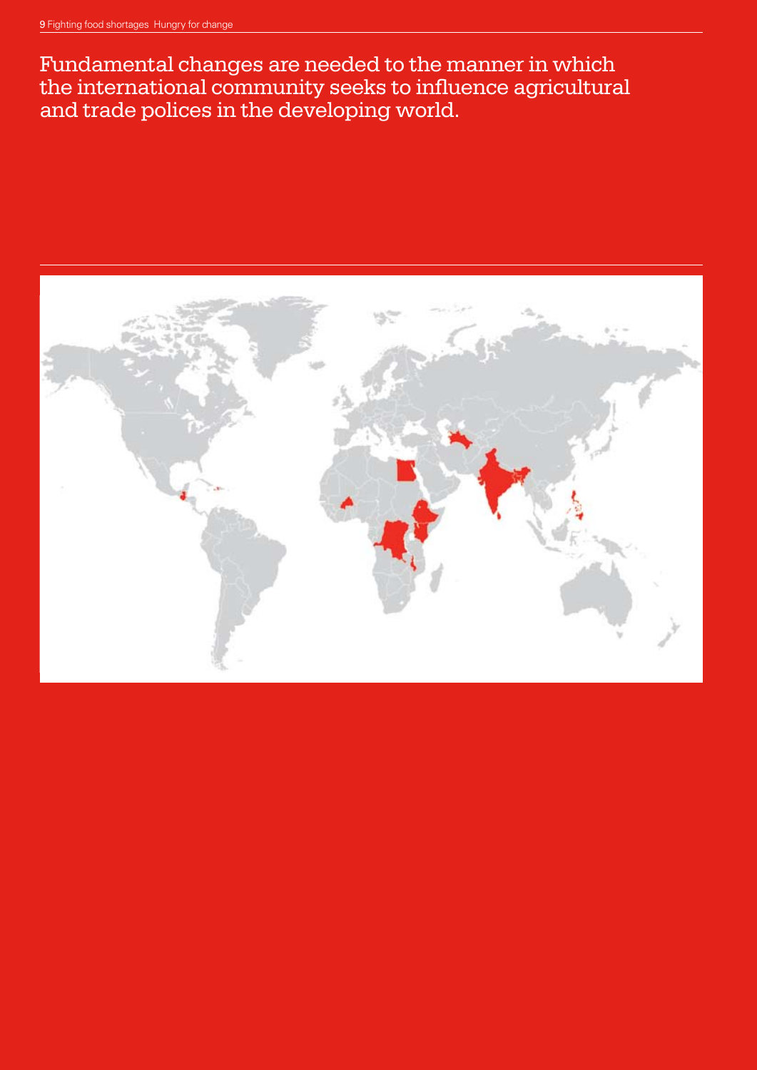Fundamental changes are needed to the manner in which the international community seeks to influence agricultural and trade polices in the developing world.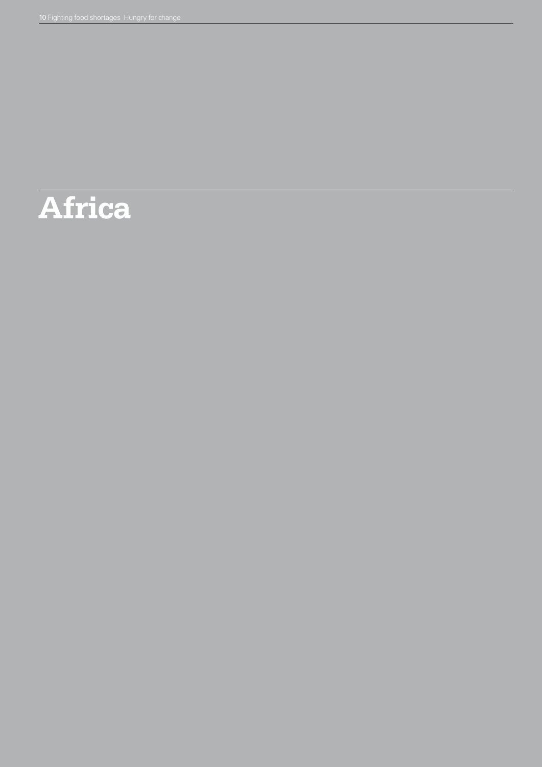# Africa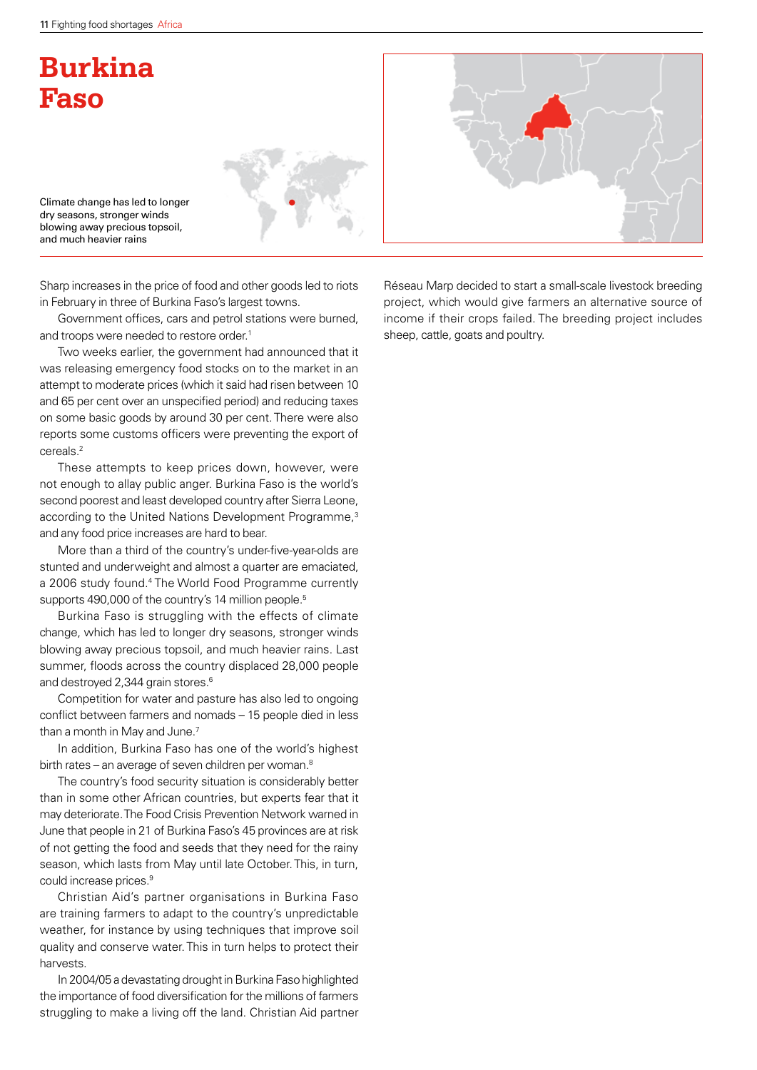# Burkina Faso

Climate change has led to longer dry seasons, stronger winds blowing away precious topsoil, and much heavier rains

Sharp increases in the price of food and other goods led to riots in February in three of Burkina Faso's largest towns.

Government offices, cars and petrol stations were burned, and troops were needed to restore order.[1]

Two weeks earlier, the government had announced that it was releasing emergency food stocks on to the market in an attempt to moderate prices (which it said had risen between 10 and 65 per cent over an unspecified period) and reducing taxes on some basic goods by around 30 per cent. There were also reports some customs officers were preventing the export of cereals.[2]

These attempts to keep prices down, however, were not enough to allay public anger. Burkina Faso is the world's second poorest and least developed country after Sierra Leone, according to the United Nations Development Programme,[3] and any food price increases are hard to bear.

More than a third of the country's under-five-year-olds are stunted and underweight and almost a quarter are emaciated, a 2006 study found.[4] The World Food Programme currently supports 490,000 of the country's 14 million people.[5]

Burkina Faso is struggling with the effects of climate change, which has led to longer dry seasons, stronger winds blowing away precious topsoil, and much heavier rains. Last summer, floods across the country displaced 28,000 people and destroyed 2,344 grain stores.[6]

Competition for water and pasture has also led to ongoing conflict between farmers and nomads – 15 people died in less than a month in May and June.[7]

In addition, Burkina Faso has one of the world's highest birth rates – an average of seven children per woman.[8]

The country's food security situation is considerably better than in some other African countries, but experts fear that it may deteriorate. The Food Crisis Prevention Network warned in June that people in 21 of Burkina Faso's 45 provinces are at risk of not getting the food and seeds that they need for the rainy season, which lasts from May until late October. This, in turn, could increase prices.[9]

Christian Aid's partner organisations in Burkina Faso are training farmers to adapt to the country's unpredictable weather, for instance by using techniques that improve soil quality and conserve water. This in turn helps to protect their harvests.

In 2004/05 a devastating drought in Burkina Faso highlighted the importance of food diversification for the millions of farmers struggling to make a living off the land. Christian Aid partner Réseau Marp decided to start a small-scale livestock breeding project, which would give farmers an alternative source of income if their crops failed. The breeding project includes sheep, cattle, goats and poultry.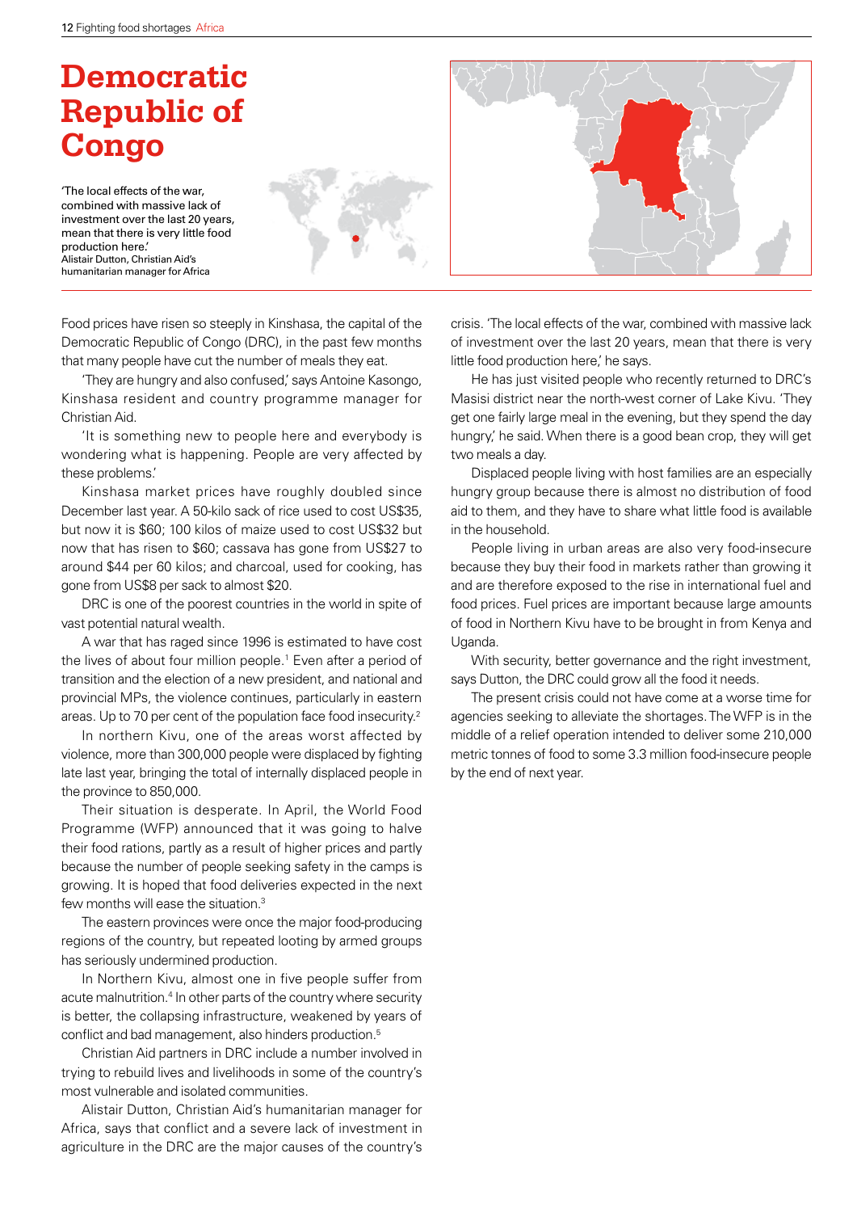# Democratic Republic of Congo

'The local effects of the war, combined with massive lack of investment over the last 20 years, mean that there is very little food production here.'
Alistair Dutton, Christian Aid's humanitarian manager for Africa

Food prices have risen so steeply in Kinshasa, the capital of the Democratic Republic of Congo (DRC), in the past few months that many people have cut the number of meals they eat.

'They are hungry and also confused,' says Antoine Kasongo, Kinshasa resident and country programme manager for Christian Aid.

'It is something new to people here and everybody is wondering what is happening. People are very affected by these problems.'

Kinshasa market prices have roughly doubled since December last year. A 50-kilo sack of rice used to cost US$35, but now it is $60; 100 kilos of maize used to cost US$32 but now that has risen to $60; cassava has gone from US$27 to around $44 per 60 kilos; and charcoal, used for cooking, has gone from US$8 per sack to almost $20.

DRC is one of the poorest countries in the world in spite of vast potential natural wealth.

A war that has raged since 1996 is estimated to have cost the lives of about four million people.[1] Even after a period of transition and the election of a new president, and national and provincial MPs, the violence continues, particularly in eastern areas. Up to 70 per cent of the population face food insecurity.[2]

In northern Kivu, one of the areas worst affected by violence, more than 300,000 people were displaced by fighting late last year, bringing the total of internally displaced people in the province to 850,000.

Their situation is desperate. In April, the World Food Programme (WFP) announced that it was going to halve their food rations, partly as a result of higher prices and partly because the number of people seeking safety in the camps is growing. It is hoped that food deliveries expected in the next few months will ease the situation.[3]

The eastern provinces were once the major food-producing regions of the country, but repeated looting by armed groups has seriously undermined production.

In Northern Kivu, almost one in five people suffer from acute malnutrition.[4] In other parts of the country where security is better, the collapsing infrastructure, weakened by years of conflict and bad management, also hinders production.[5]

Christian Aid partners in DRC include a number involved in trying to rebuild lives and livelihoods in some of the country's most vulnerable and isolated communities.

Alistair Dutton, Christian Aid's humanitarian manager for Africa, says that conflict and a severe lack of investment in agriculture in the DRC are the major causes of the country's crisis. 'The local effects of the war, combined with massive lack of investment over the last 20 years, mean that there is very little food production here,' he says.

He has just visited people who recently returned to DRC's Masisi district near the north-west corner of Lake Kivu. 'They get one fairly large meal in the evening, but they spend the day hungry,' he said. When there is a good bean crop, they will get two meals a day.

Displaced people living with host families are an especially hungry group because there is almost no distribution of food aid to them, and they have to share what little food is available in the household.

People living in urban areas are also very food-insecure because they buy their food in markets rather than growing it and are therefore exposed to the rise in international fuel and food prices. Fuel prices are important because large amounts of food in Northern Kivu have to be brought in from Kenya and Uganda.

With security, better governance and the right investment, says Dutton, the DRC could grow all the food it needs.

The present crisis could not have come at a worse time for agencies seeking to alleviate the shortages. The WFP is in the middle of a relief operation intended to deliver some 210,000 metric tonnes of food to some 3.3 million food-insecure people by the end of next year.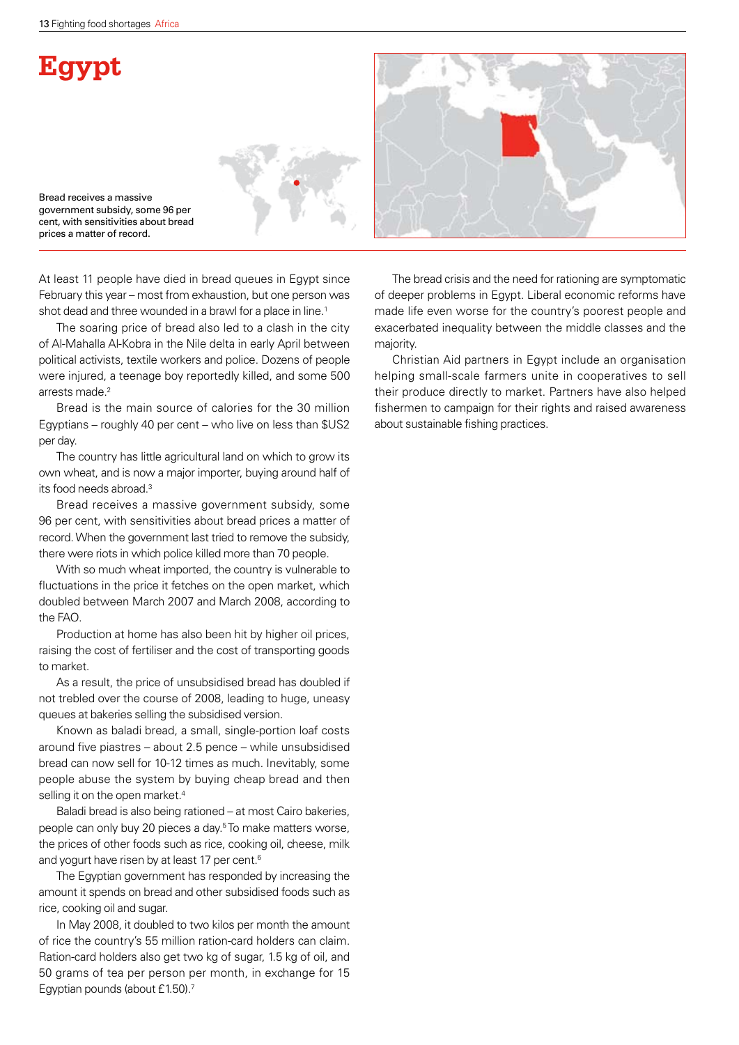# Egypt

Bread receives a massive government subsidy, some 96 per cent, with sensitivities about bread prices a matter of record.

At least 11 people have died in bread queues in Egypt since February this year – most from exhaustion, but one person was shot dead and three wounded in a brawl for a place in line.[1]

The soaring price of bread also led to a clash in the city of Al-Mahalla Al-Kobra in the Nile delta in early April between political activists, textile workers and police. Dozens of people were injured, a teenage boy reportedly killed, and some 500 arrests made.[2]

Bread is the main source of calories for the 30 million Egyptians – roughly 40 per cent – who live on less than $US2 per day.

The country has little agricultural land on which to grow its own wheat, and is now a major importer, buying around half of its food needs abroad.[3]

Bread receives a massive government subsidy, some 96 per cent, with sensitivities about bread prices a matter of record. When the government last tried to remove the subsidy, there were riots in which police killed more than 70 people.

With so much wheat imported, the country is vulnerable to fluctuations in the price it fetches on the open market, which doubled between March 2007 and March 2008, according to the FAO.

Production at home has also been hit by higher oil prices, raising the cost of fertiliser and the cost of transporting goods to market.

As a result, the price of unsubsidised bread has doubled if not trebled over the course of 2008, leading to huge, uneasy queues at bakeries selling the subsidised version.

Known as baladi bread, a small, single-portion loaf costs around five piastres – about 2.5 pence – while unsubsidised bread can now sell for 10-12 times as much. Inevitably, some people abuse the system by buying cheap bread and then selling it on the open market.[4]

Baladi bread is also being rationed – at most Cairo bakeries, people can only buy 20 pieces a day.[5] To make matters worse, the prices of other foods such as rice, cooking oil, cheese, milk and yogurt have risen by at least 17 per cent.[6]

The Egyptian government has responded by increasing the amount it spends on bread and other subsidised foods such as rice, cooking oil and sugar.

In May 2008, it doubled to two kilos per month the amount of rice the country's 55 million ration-card holders can claim. Ration-card holders also get two kg of sugar, 1.5 kg of oil, and 50 grams of tea per person per month, in exchange for 15 Egyptian pounds (about £1.50).[7]

The bread crisis and the need for rationing are symptomatic of deeper problems in Egypt. Liberal economic reforms have made life even worse for the country's poorest people and exacerbated inequality between the middle classes and the majority.

Christian Aid partners in Egypt include an organisation helping small-scale farmers unite in cooperatives to sell their produce directly to market. Partners have also helped fishermen to campaign for their rights and raised awareness about sustainable fishing practices.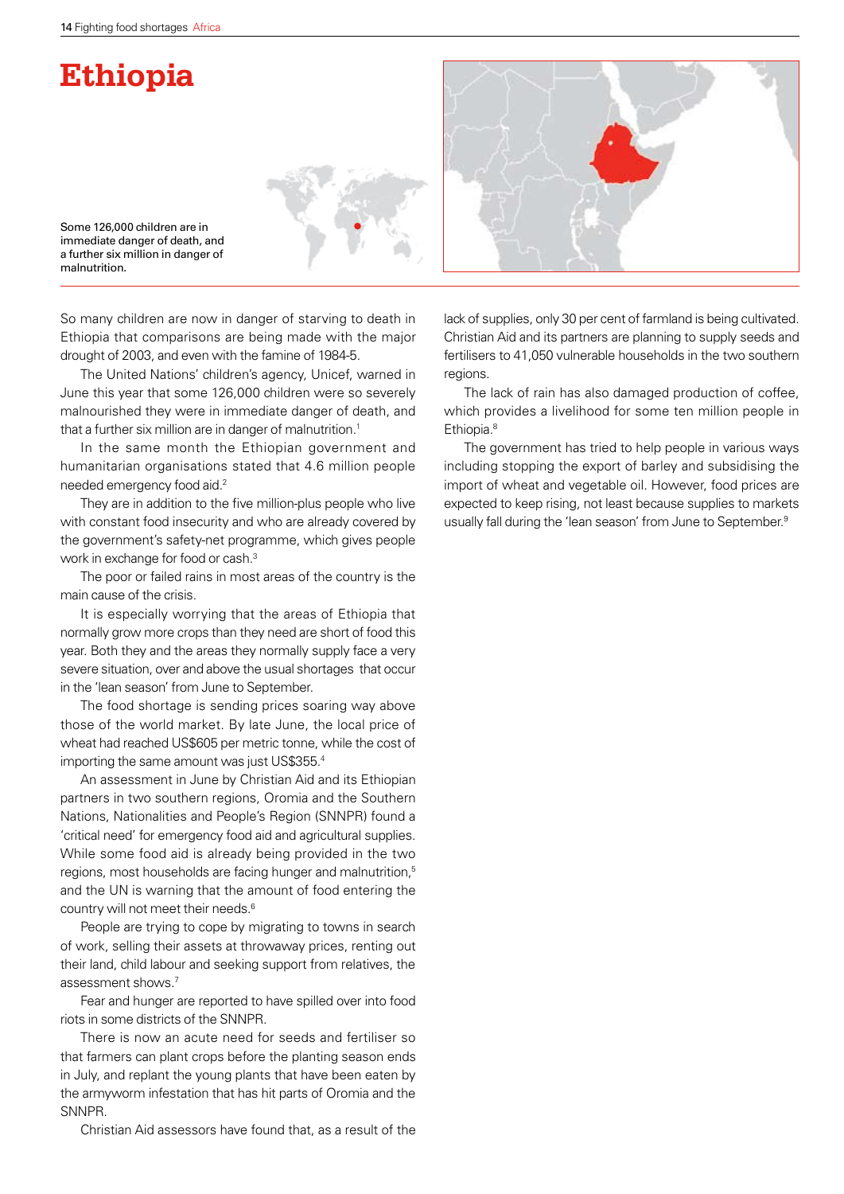# Ethiopia

Some 126,000 children are in immediate danger of death, and a further six million in danger of malnutrition.

So many children are now in danger of starving to death in Ethiopia that comparisons are being made with the major drought of 2003, and even with the famine of 1984-5.

The United Nations' children's agency, Unicef, warned in June this year that some 126,000 children were so severely malnourished they were in immediate danger of death, and that a further six million are in danger of malnutrition.[1]

In the same month the Ethiopian government and humanitarian organisations stated that 4.6 million people needed emergency food aid.[2]

They are in addition to the five million-plus people who live with constant food insecurity and who are already covered by the government's safety-net programme, which gives people work in exchange for food or cash.[3]

The poor or failed rains in most areas of the country is the main cause of the crisis.

It is especially worrying that the areas of Ethiopia that normally grow more crops than they need are short of food this year. Both they and the areas they normally supply face a very severe situation, over and above the usual shortages that occur in the 'lean season' from June to September.

The food shortage is sending prices soaring way above those of the world market. By late June, the local price of wheat had reached US$605 per metric tonne, while the cost of importing the same amount was just US$355.[4]

An assessment in June by Christian Aid and its Ethiopian partners in two southern regions, Oromia and the Southern Nations, Nationalities and People's Region (SNNPR) found a 'critical need' for emergency food aid and agricultural supplies. While some food aid is already being provided in the two regions, most households are facing hunger and malnutrition,[5] and the UN is warning that the amount of food entering the country will not meet their needs.[6]

People are trying to cope by migrating to towns in search of work, selling their assets at throwaway prices, renting out their land, child labour and seeking support from relatives, the assessment shows.[7]

Fear and hunger are reported to have spilled over into food riots in some districts of the SNNPR.

There is now an acute need for seeds and fertiliser so that farmers can plant crops before the planting season ends in July, and replant the young plants that have been eaten by the armyworm infestation that has hit parts of Oromia and the SNNPR.

Christian Aid assessors have found that, as a result of the lack of supplies, only 30 per cent of farmland is being cultivated. Christian Aid and its partners are planning to supply seeds and fertilisers to 41,050 vulnerable households in the two southern regions.

The lack of rain has also damaged production of coffee, which provides a livelihood for some ten million people in Ethiopia.[8]

The government has tried to help people in various ways including stopping the export of barley and subsidising the import of wheat and vegetable oil. However, food prices are expected to keep rising, not least because supplies to markets usually fall during the 'lean season' from June to September.[9]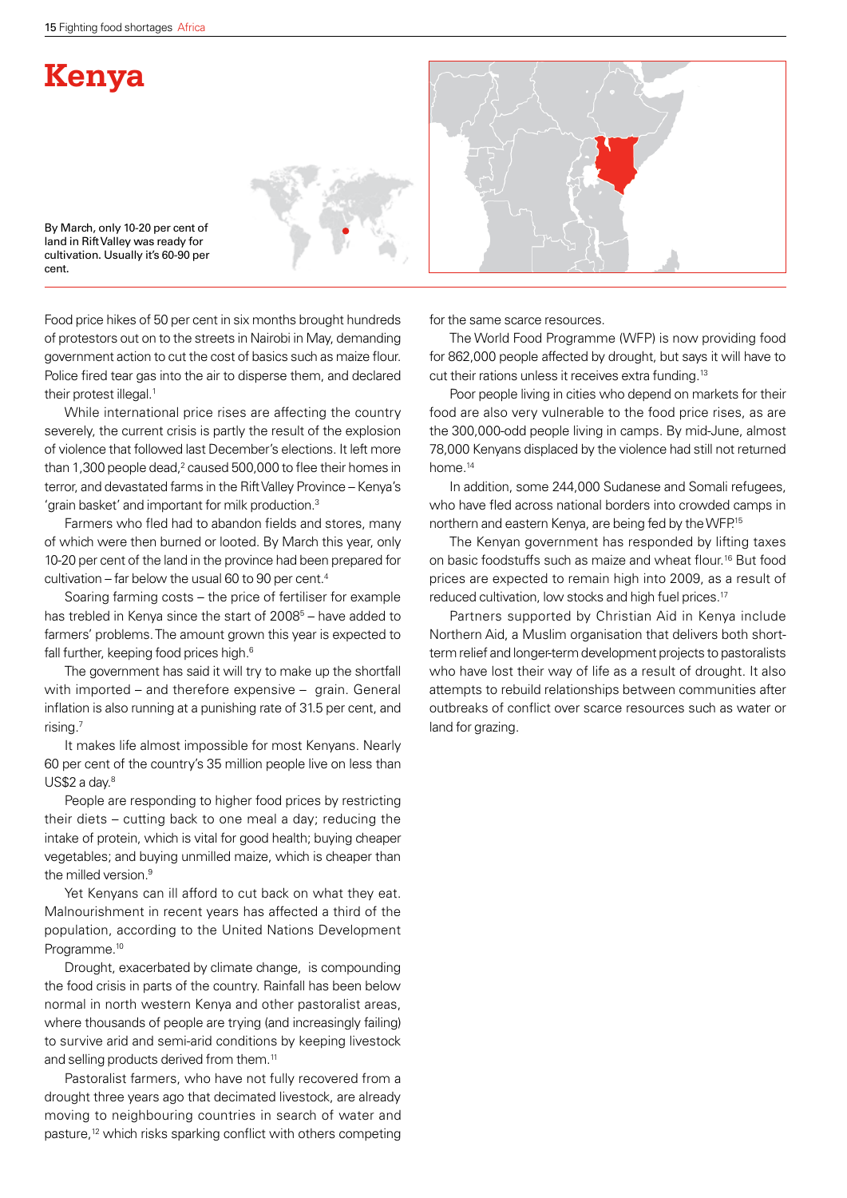# Kenya

By March, only 10-20 per cent of land in Rift Valley was ready for cultivation. Usually it's 60-90 per cent.

Food price hikes of 50 per cent in six months brought hundreds of protestors out on to the streets in Nairobi in May, demanding government action to cut the cost of basics such as maize flour. Police fired tear gas into the air to disperse them, and declared their protest illegal.[1]

While international price rises are affecting the country severely, the current crisis is partly the result of the explosion of violence that followed last December's elections. It left more than 1,300 people dead,[2] caused 500,000 to flee their homes in terror, and devastated farms in the Rift Valley Province – Kenya's 'grain basket' and important for milk production.[3]

Farmers who fled had to abandon fields and stores, many of which were then burned or looted. By March this year, only 10-20 per cent of the land in the province had been prepared for cultivation – far below the usual 60 to 90 per cent.[4]

Soaring farming costs – the price of fertiliser for example has trebled in Kenya since the start of 2008[5] – have added to farmers' problems. The amount grown this year is expected to fall further, keeping food prices high.[6]

The government has said it will try to make up the shortfall with imported – and therefore expensive – grain. General inflation is also running at a punishing rate of 31.5 per cent, and rising.[7]

It makes life almost impossible for most Kenyans. Nearly 60 per cent of the country's 35 million people live on less than US$2 a day.[8]

People are responding to higher food prices by restricting their diets – cutting back to one meal a day; reducing the intake of protein, which is vital for good health; buying cheaper vegetables; and buying unmilled maize, which is cheaper than the milled version.[9]

Yet Kenyans can ill afford to cut back on what they eat. Malnourishment in recent years has affected a third of the population, according to the United Nations Development Programme.[10]

Drought, exacerbated by climate change, is compounding the food crisis in parts of the country. Rainfall has been below normal in north western Kenya and other pastoralist areas, where thousands of people are trying (and increasingly failing) to survive arid and semi-arid conditions by keeping livestock and selling products derived from them.[11]

Pastoralist farmers, who have not fully recovered from a drought three years ago that decimated livestock, are already moving to neighbouring countries in search of water and pasture,[12] which risks sparking conflict with others competing for the same scarce resources.

The World Food Programme (WFP) is now providing food for 862,000 people affected by drought, but says it will have to cut their rations unless it receives extra funding.[13]

Poor people living in cities who depend on markets for their food are also very vulnerable to the food price rises, as are the 300,000-odd people living in camps. By mid-June, almost 78,000 Kenyans displaced by the violence had still not returned home.[14]

In addition, some 244,000 Sudanese and Somali refugees, who have fled across national borders into crowded camps in northern and eastern Kenya, are being fed by the WFP.[15]

The Kenyan government has responded by lifting taxes on basic foodstuffs such as maize and wheat flour.[16] But food prices are expected to remain high into 2009, as a result of reduced cultivation, low stocks and high fuel prices.[17]

Partners supported by Christian Aid in Kenya include Northern Aid, a Muslim organisation that delivers both short-term relief and longer-term development projects to pastoralists who have lost their way of life as a result of drought. It also attempts to rebuild relationships between communities after outbreaks of conflict over scarce resources such as water or land for grazing.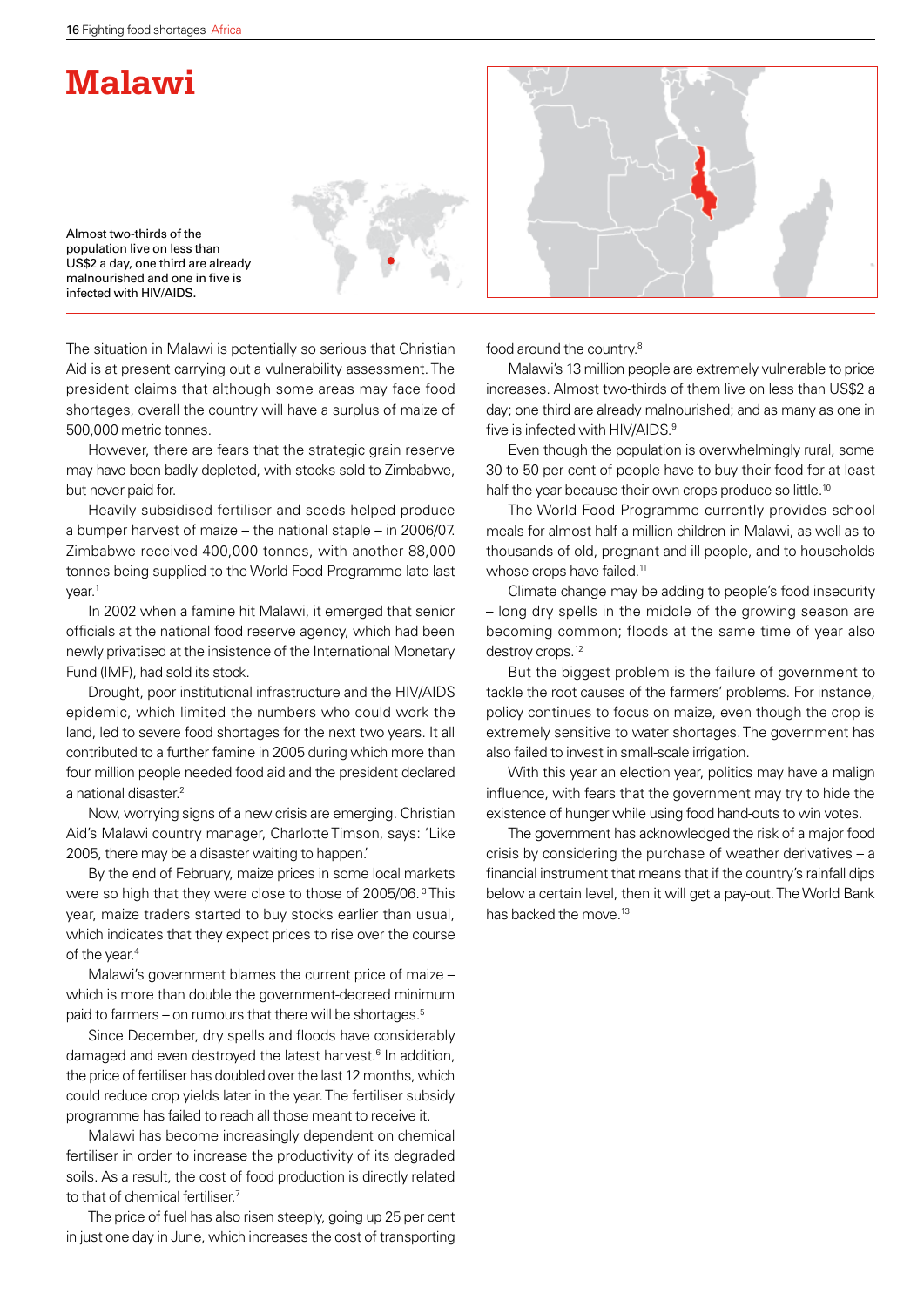# Malawi

Almost two-thirds of the population live on less than US$2 a day, one third are already malnourished and one in five is infected with HIV/AIDS.

The situation in Malawi is potentially so serious that Christian Aid is at present carrying out a vulnerability assessment. The president claims that although some areas may face food shortages, overall the country will have a surplus of maize of 500,000 metric tonnes.

However, there are fears that the strategic grain reserve may have been badly depleted, with stocks sold to Zimbabwe, but never paid for.

Heavily subsidised fertiliser and seeds helped produce a bumper harvest of maize – the national staple – in 2006/07. Zimbabwe received 400,000 tonnes, with another 88,000 tonnes being supplied to the World Food Programme late last year.[1]

In 2002 when a famine hit Malawi, it emerged that senior officials at the national food reserve agency, which had been newly privatised at the insistence of the International Monetary Fund (IMF), had sold its stock.

Drought, poor institutional infrastructure and the HIV/AIDS epidemic, which limited the numbers who could work the land, led to severe food shortages for the next two years. It all contributed to a further famine in 2005 during which more than four million people needed food aid and the president declared a national disaster.[2]

Now, worrying signs of a new crisis are emerging. Christian Aid's Malawi country manager, Charlotte Timson, says: 'Like 2005, there may be a disaster waiting to happen.'

By the end of February, maize prices in some local markets were so high that they were close to those of 2005/06.[3] This year, maize traders started to buy stocks earlier than usual, which indicates that they expect prices to rise over the course of the year.[4]

Malawi's government blames the current price of maize – which is more than double the government-decreed minimum paid to farmers – on rumours that there will be shortages.[5]

Since December, dry spells and floods have considerably damaged and even destroyed the latest harvest.[6] In addition, the price of fertiliser has doubled over the last 12 months, which could reduce crop yields later in the year. The fertiliser subsidy programme has failed to reach all those meant to receive it.

Malawi has become increasingly dependent on chemical fertiliser in order to increase the productivity of its degraded soils. As a result, the cost of food production is directly related to that of chemical fertiliser.[7]

The price of fuel has also risen steeply, going up 25 per cent in just one day in June, which increases the cost of transporting food around the country.[8]

Malawi's 13 million people are extremely vulnerable to price increases. Almost two-thirds of them live on less than US$2 a day; one third are already malnourished; and as many as one in five is infected with HIV/AIDS.[9]

Even though the population is overwhelmingly rural, some 30 to 50 per cent of people have to buy their food for at least half the year because their own crops produce so little.[10]

The World Food Programme currently provides school meals for almost half a million children in Malawi, as well as to thousands of old, pregnant and ill people, and to households whose crops have failed.[11]

Climate change may be adding to people's food insecurity – long dry spells in the middle of the growing season are becoming common; floods at the same time of year also destroy crops.[12]

But the biggest problem is the failure of government to tackle the root causes of the farmers' problems. For instance, policy continues to focus on maize, even though the crop is extremely sensitive to water shortages. The government has also failed to invest in small-scale irrigation.

With this year an election year, politics may have a malign influence, with fears that the government may try to hide the existence of hunger while using food hand-outs to win votes.

The government has acknowledged the risk of a major food crisis by considering the purchase of weather derivatives – a financial instrument that means that if the country's rainfall dips below a certain level, then it will get a pay-out. The World Bank has backed the move.[13]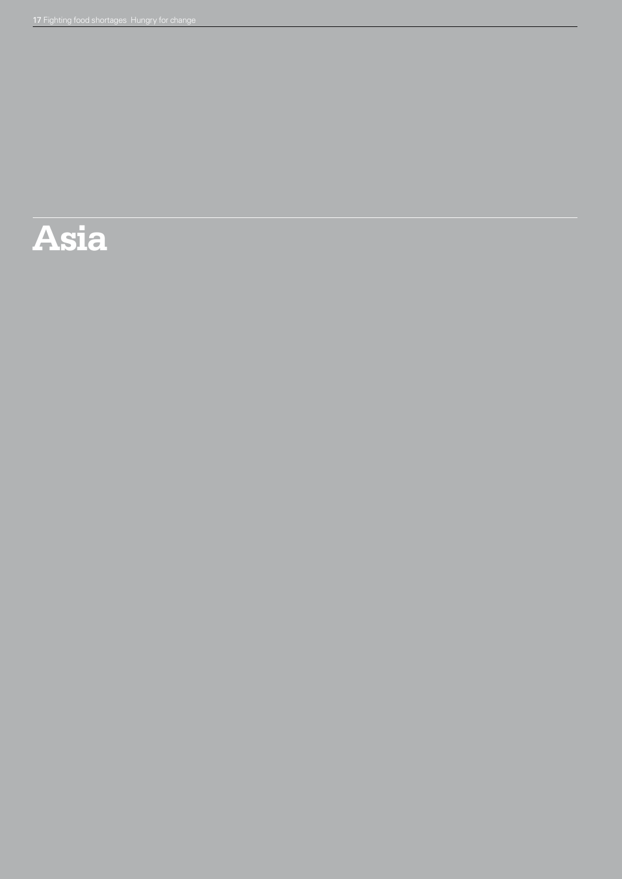# Asia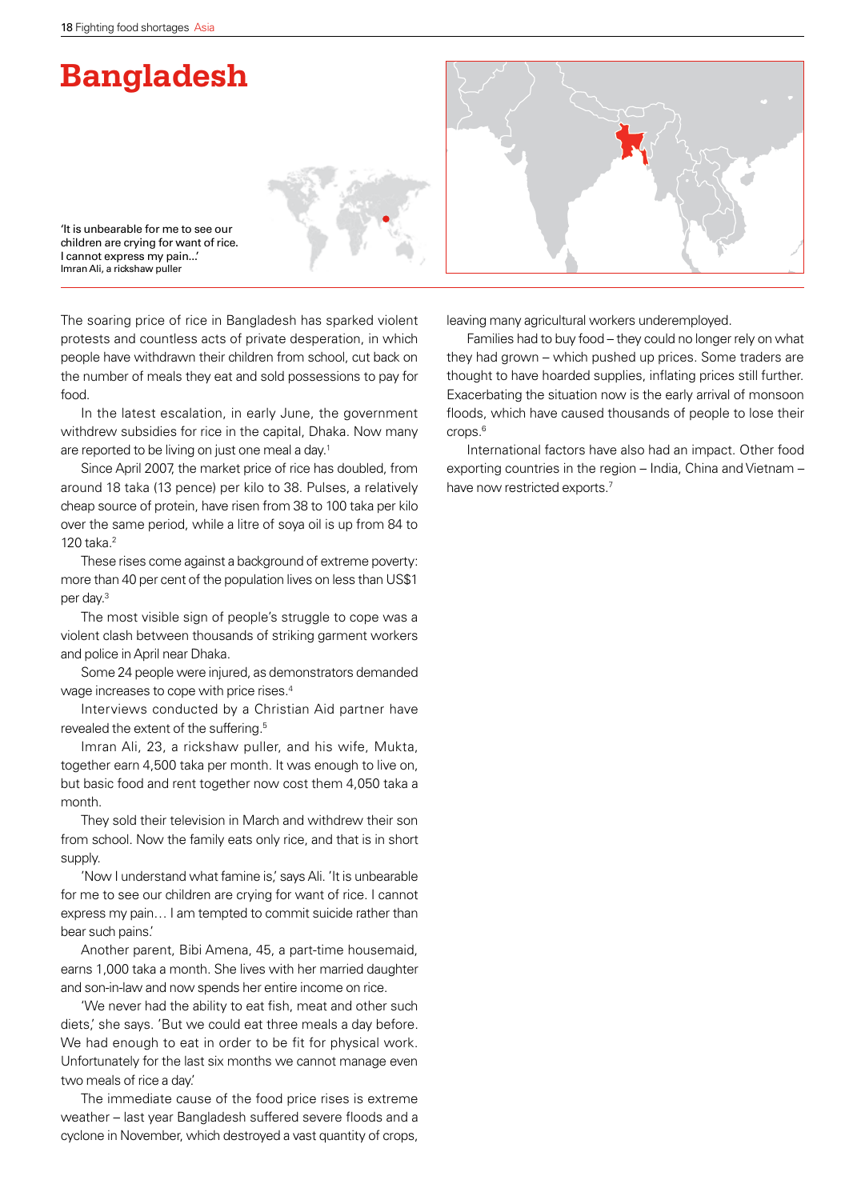# Bangladesh

'It is unbearable for me to see our children are crying for want of rice. I cannot express my pain...'
Imran Ali, a rickshaw puller

The soaring price of rice in Bangladesh has sparked violent protests and countless acts of private desperation, in which people have withdrawn their children from school, cut back on the number of meals they eat and sold possessions to pay for food.

In the latest escalation, in early June, the government withdrew subsidies for rice in the capital, Dhaka. Now many are reported to be living on just one meal a day.[1]

Since April 2007, the market price of rice has doubled, from around 18 taka (13 pence) per kilo to 38. Pulses, a relatively cheap source of protein, have risen from 38 to 100 taka per kilo over the same period, while a litre of soya oil is up from 84 to 120 taka.[2]

These rises come against a background of extreme poverty: more than 40 per cent of the population lives on less than US$1 per day.[3]

The most visible sign of people's struggle to cope was a violent clash between thousands of striking garment workers and police in April near Dhaka.

Some 24 people were injured, as demonstrators demanded wage increases to cope with price rises.[4]

Interviews conducted by a Christian Aid partner have revealed the extent of the suffering.[5]

Imran Ali, 23, a rickshaw puller, and his wife, Mukta, together earn 4,500 taka per month. It was enough to live on, but basic food and rent together now cost them 4,050 taka a month.

They sold their television in March and withdrew their son from school. Now the family eats only rice, and that is in short supply.

'Now I understand what famine is,' says Ali. 'It is unbearable for me to see our children are crying for want of rice. I cannot express my pain… I am tempted to commit suicide rather than bear such pains.'

Another parent, Bibi Amena, 45, a part-time housemaid, earns 1,000 taka a month. She lives with her married daughter and son-in-law and now spends her entire income on rice.

'We never had the ability to eat fish, meat and other such diets,' she says. 'But we could eat three meals a day before. We had enough to eat in order to be fit for physical work. Unfortunately for the last six months we cannot manage even two meals of rice a day.'

The immediate cause of the food price rises is extreme weather – last year Bangladesh suffered severe floods and a cyclone in November, which destroyed a vast quantity of crops, leaving many agricultural workers underemployed.

Families had to buy food – they could no longer rely on what they had grown – which pushed up prices. Some traders are thought to have hoarded supplies, inflating prices still further. Exacerbating the situation now is the early arrival of monsoon floods, which have caused thousands of people to lose their crops.[6]

International factors have also had an impact. Other food exporting countries in the region – India, China and Vietnam – have now restricted exports.[7]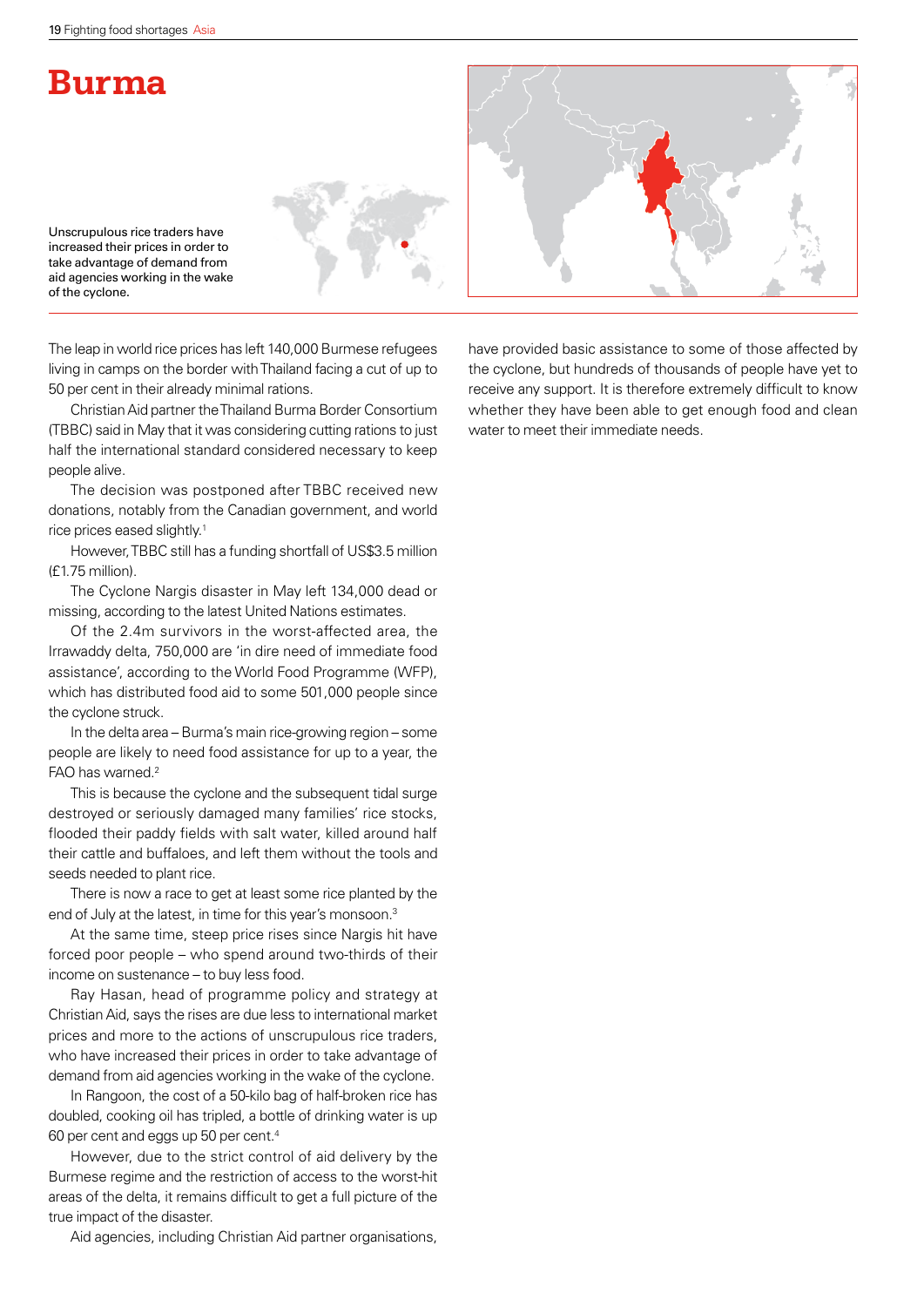# Burma

Unscrupulous rice traders have increased their prices in order to take advantage of demand from aid agencies working in the wake of the cyclone.

The leap in world rice prices has left 140,000 Burmese refugees living in camps on the border with Thailand facing a cut of up to 50 per cent in their already minimal rations.

Christian Aid partner the Thailand Burma Border Consortium (TBBC) said in May that it was considering cutting rations to just half the international standard considered necessary to keep people alive.

The decision was postponed after TBBC received new donations, notably from the Canadian government, and world rice prices eased slightly.[1]

However, TBBC still has a funding shortfall of US$3.5 million (£1.75 million).

The Cyclone Nargis disaster in May left 134,000 dead or missing, according to the latest United Nations estimates.

Of the 2.4m survivors in the worst-affected area, the Irrawaddy delta, 750,000 are 'in dire need of immediate food assistance', according to the World Food Programme (WFP), which has distributed food aid to some 501,000 people since the cyclone struck.

In the delta area – Burma's main rice-growing region – some people are likely to need food assistance for up to a year, the FAO has warned.[2]

This is because the cyclone and the subsequent tidal surge destroyed or seriously damaged many families' rice stocks, flooded their paddy fields with salt water, killed around half their cattle and buffaloes, and left them without the tools and seeds needed to plant rice.

There is now a race to get at least some rice planted by the end of July at the latest, in time for this year's monsoon.[3]

At the same time, steep price rises since Nargis hit have forced poor people – who spend around two-thirds of their income on sustenance – to buy less food.

Ray Hasan, head of programme policy and strategy at Christian Aid, says the rises are due less to international market prices and more to the actions of unscrupulous rice traders, who have increased their prices in order to take advantage of demand from aid agencies working in the wake of the cyclone.

In Rangoon, the cost of a 50-kilo bag of half-broken rice has doubled, cooking oil has tripled, a bottle of drinking water is up 60 per cent and eggs up 50 per cent.[4]

However, due to the strict control of aid delivery by the Burmese regime and the restriction of access to the worst-hit areas of the delta, it remains difficult to get a full picture of the true impact of the disaster.

Aid agencies, including Christian Aid partner organisations, have provided basic assistance to some of those affected by the cyclone, but hundreds of thousands of people have yet to receive any support. It is therefore extremely difficult to know whether they have been able to get enough food and clean water to meet their immediate needs.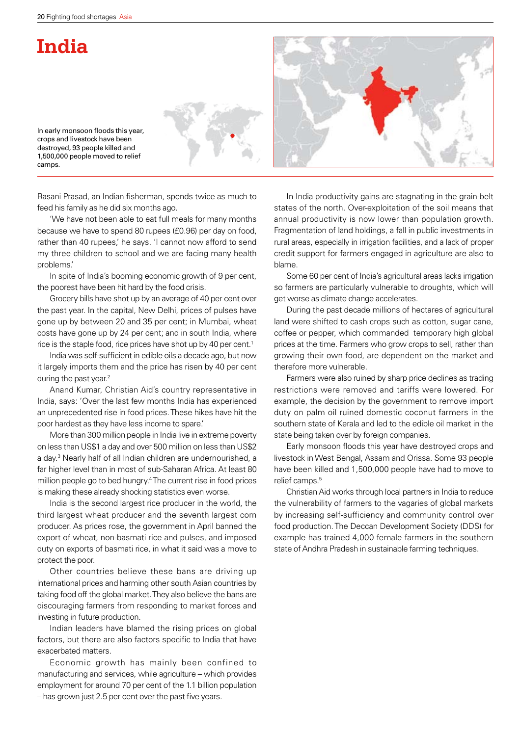# India

In early monsoon floods this year, crops and livestock have been destroyed, 93 people killed and 1,500,000 people moved to relief camps.

Rasani Prasad, an Indian fisherman, spends twice as much to feed his family as he did six months ago.

'We have not been able to eat full meals for many months because we have to spend 80 rupees (£0.96) per day on food, rather than 40 rupees,' he says. 'I cannot now afford to send my three children to school and we are facing many health problems.'

In spite of India's booming economic growth of 9 per cent, the poorest have been hit hard by the food crisis.

Grocery bills have shot up by an average of 40 per cent over the past year. In the capital, New Delhi, prices of pulses have gone up by between 20 and 35 per cent; in Mumbai, wheat costs have gone up by 24 per cent; and in south India, where rice is the staple food, rice prices have shot up by 40 per cent.[1]

India was self-sufficient in edible oils a decade ago, but now it largely imports them and the price has risen by 40 per cent during the past year.[2]

Anand Kumar, Christian Aid's country representative in India, says: 'Over the last few months India has experienced an unprecedented rise in food prices. These hikes have hit the poor hardest as they have less income to spare.'

More than 300 million people in India live in extreme poverty on less than US$1 a day and over 500 million on less than US$2 a day.[3] Nearly half of all Indian children are undernourished, a far higher level than in most of sub-Saharan Africa. At least 80 million people go to bed hungry.[4] The current rise in food prices is making these already shocking statistics even worse.

India is the second largest rice producer in the world, the third largest wheat producer and the seventh largest corn producer. As prices rose, the government in April banned the export of wheat, non-basmati rice and pulses, and imposed duty on exports of basmati rice, in what it said was a move to protect the poor.

Other countries believe these bans are driving up international prices and harming other south Asian countries by taking food off the global market. They also believe the bans are discouraging farmers from responding to market forces and investing in future production.

Indian leaders have blamed the rising prices on global factors, but there are also factors specific to India that have exacerbated matters.

Economic growth has mainly been confined to manufacturing and services, while agriculture – which provides employment for around 70 per cent of the 1.1 billion population – has grown just 2.5 per cent over the past five years.

In India productivity gains are stagnating in the grain-belt states of the north. Over-exploitation of the soil means that annual productivity is now lower than population growth. Fragmentation of land holdings, a fall in public investments in rural areas, especially in irrigation facilities, and a lack of proper credit support for farmers engaged in agriculture are also to blame.

Some 60 per cent of India's agricultural areas lacks irrigation so farmers are particularly vulnerable to droughts, which will get worse as climate change accelerates.

During the past decade millions of hectares of agricultural land were shifted to cash crops such as cotton, sugar cane, coffee or pepper, which commanded temporary high global prices at the time. Farmers who grow crops to sell, rather than growing their own food, are dependent on the market and therefore more vulnerable.

Farmers were also ruined by sharp price declines as trading restrictions were removed and tariffs were lowered. For example, the decision by the government to remove import duty on palm oil ruined domestic coconut farmers in the southern state of Kerala and led to the edible oil market in the state being taken over by foreign companies.

Early monsoon floods this year have destroyed crops and livestock in West Bengal, Assam and Orissa. Some 93 people have been killed and 1,500,000 people have had to move to relief camps.[5]

Christian Aid works through local partners in India to reduce the vulnerability of farmers to the vagaries of global markets by increasing self-sufficiency and community control over food production. The Deccan Development Society (DDS) for example has trained 4,000 female farmers in the southern state of Andhra Pradesh in sustainable farming techniques.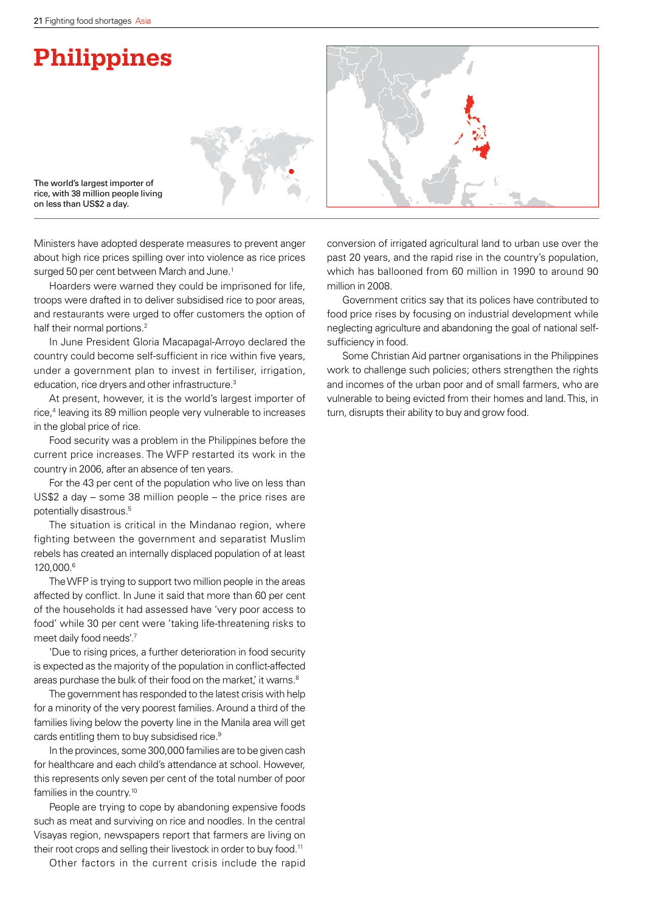# Philippines

The world's largest importer of rice, with 38 million people living on less than US$2 a day.

Ministers have adopted desperate measures to prevent anger about high rice prices spilling over into violence as rice prices surged 50 per cent between March and June.[1]

Hoarders were warned they could be imprisoned for life, troops were drafted in to deliver subsidised rice to poor areas, and restaurants were urged to offer customers the option of half their normal portions.[2]

In June President Gloria Macapagal-Arroyo declared the country could become self-sufficient in rice within five years, under a government plan to invest in fertiliser, irrigation, education, rice dryers and other infrastructure.[3]

At present, however, it is the world's largest importer of rice,[4] leaving its 89 million people very vulnerable to increases in the global price of rice.

Food security was a problem in the Philippines before the current price increases. The WFP restarted its work in the country in 2006, after an absence of ten years.

For the 43 per cent of the population who live on less than US$2 a day – some 38 million people – the price rises are potentially disastrous.[5]

The situation is critical in the Mindanao region, where fighting between the government and separatist Muslim rebels has created an internally displaced population of at least 120,000.[6]

The WFP is trying to support two million people in the areas affected by conflict. In June it said that more than 60 per cent of the households it had assessed have 'very poor access to food' while 30 per cent were 'taking life-threatening risks to meet daily food needs'.[7]

'Due to rising prices, a further deterioration in food security is expected as the majority of the population in conflict-affected areas purchase the bulk of their food on the market,' it warns.[8]

The government has responded to the latest crisis with help for a minority of the very poorest families. Around a third of the families living below the poverty line in the Manila area will get cards entitling them to buy subsidised rice.[9]

In the provinces, some 300,000 families are to be given cash for healthcare and each child's attendance at school. However, this represents only seven per cent of the total number of poor families in the country.[10]

People are trying to cope by abandoning expensive foods such as meat and surviving on rice and noodles. In the central Visayas region, newspapers report that farmers are living on their root crops and selling their livestock in order to buy food.[11]

Other factors in the current crisis include the rapid conversion of irrigated agricultural land to urban use over the past 20 years, and the rapid rise in the country's population, which has ballooned from 60 million in 1990 to around 90 million in 2008.

Government critics say that its polices have contributed to food price rises by focusing on industrial development while neglecting agriculture and abandoning the goal of national self-sufficiency in food.

Some Christian Aid partner organisations in the Philippines work to challenge such policies; others strengthen the rights and incomes of the urban poor and of small farmers, who are vulnerable to being evicted from their homes and land. This, in turn, disrupts their ability to buy and grow food.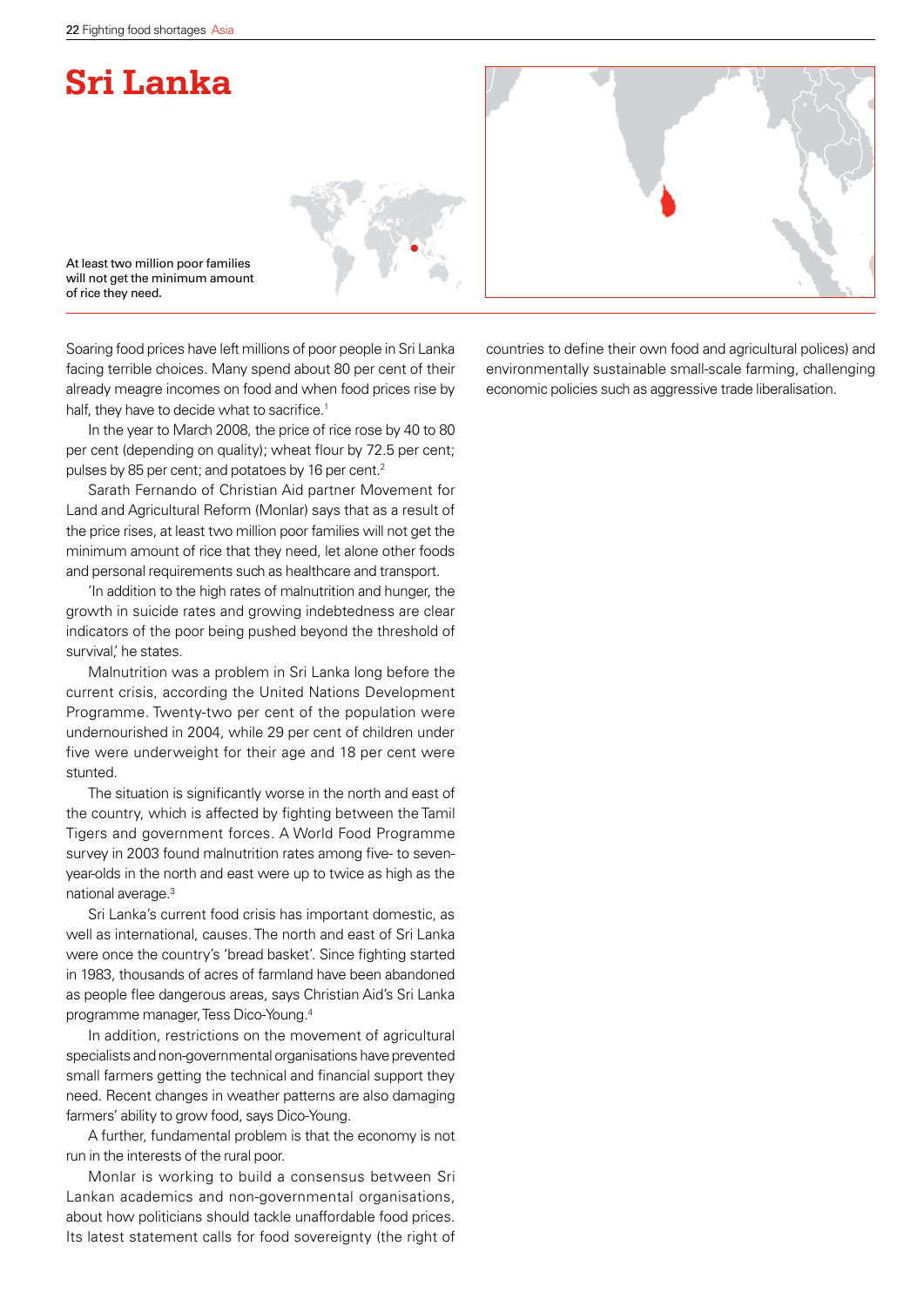# Sri Lanka

At least two million poor families will not get the minimum amount of rice they need.

Soaring food prices have left millions of poor people in Sri Lanka facing terrible choices. Many spend about 80 per cent of their already meagre incomes on food and when food prices rise by half, they have to decide what to sacrifice.[1]

In the year to March 2008, the price of rice rose by 40 to 80 per cent (depending on quality); wheat flour by 72.5 per cent; pulses by 85 per cent; and potatoes by 16 per cent.[2]

Sarath Fernando of Christian Aid partner Movement for Land and Agricultural Reform (Monlar) says that as a result of the price rises, at least two million poor families will not get the minimum amount of rice that they need, let alone other foods and personal requirements such as healthcare and transport.

'In addition to the high rates of malnutrition and hunger, the growth in suicide rates and growing indebtedness are clear indicators of the poor being pushed beyond the threshold of survival,' he states.

Malnutrition was a problem in Sri Lanka long before the current crisis, according the United Nations Development Programme. Twenty-two per cent of the population were undernourished in 2004, while 29 per cent of children under five were underweight for their age and 18 per cent were stunted.

The situation is significantly worse in the north and east of the country, which is affected by fighting between the Tamil Tigers and government forces. A World Food Programme survey in 2003 found malnutrition rates among five- to seven-year-olds in the north and east were up to twice as high as the national average.[3]

Sri Lanka's current food crisis has important domestic, as well as international, causes. The north and east of Sri Lanka were once the country's 'bread basket'. Since fighting started in 1983, thousands of acres of farmland have been abandoned as people flee dangerous areas, says Christian Aid's Sri Lanka programme manager, Tess Dico-Young.[4]

In addition, restrictions on the movement of agricultural specialists and non-governmental organisations have prevented small farmers getting the technical and financial support they need. Recent changes in weather patterns are also damaging farmers' ability to grow food, says Dico-Young.

A further, fundamental problem is that the economy is not run in the interests of the rural poor.

Monlar is working to build a consensus between Sri Lankan academics and non-governmental organisations, about how politicians should tackle unaffordable food prices. Its latest statement calls for food sovereignty (the right of countries to define their own food and agricultural polices) and environmentally sustainable small-scale farming, challenging economic policies such as aggressive trade liberalisation.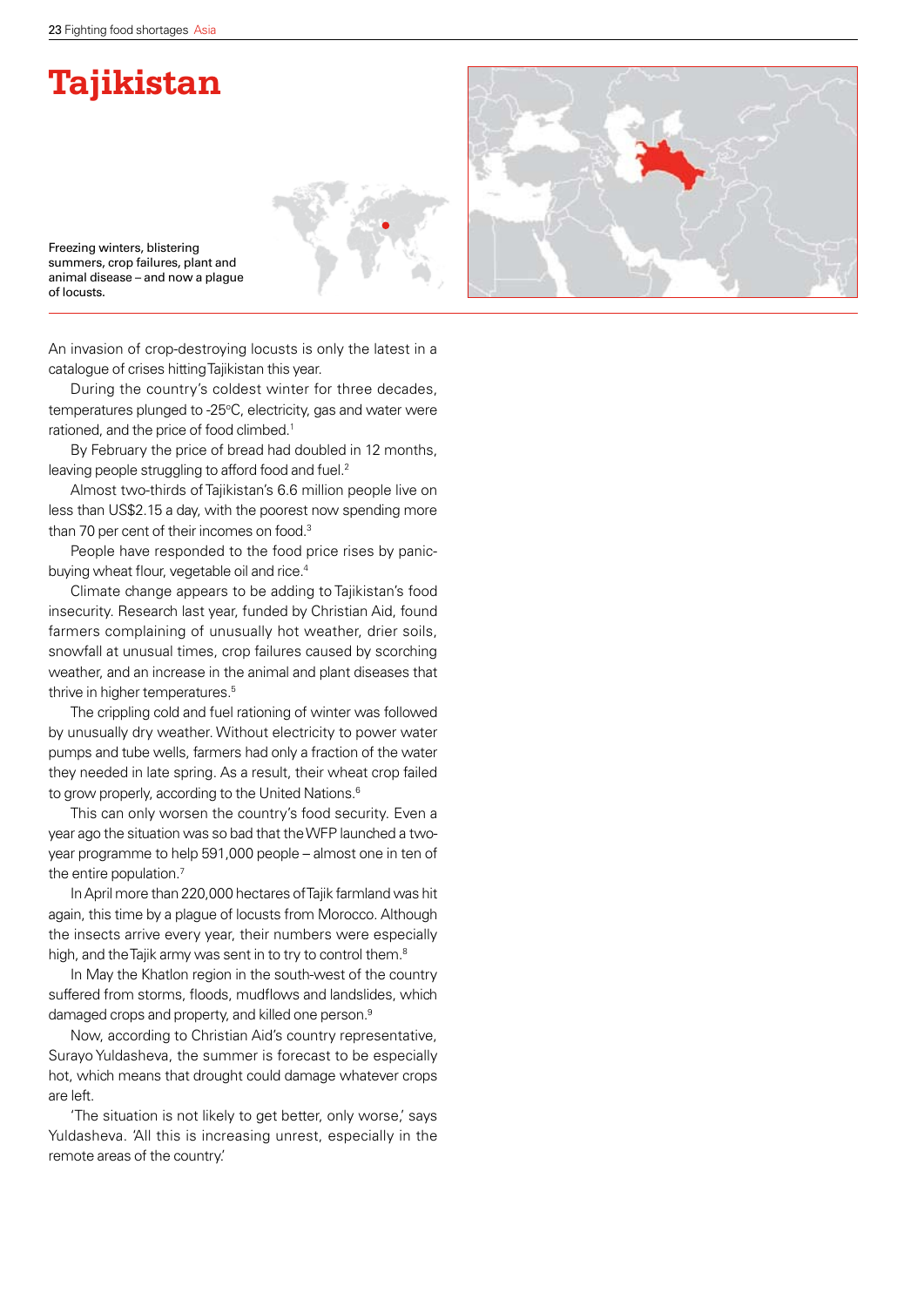# Tajikistan

Freezing winters, blistering summers, crop failures, plant and animal disease – and now a plague of locusts.

An invasion of crop-destroying locusts is only the latest in a catalogue of crises hitting Tajikistan this year.

During the country's coldest winter for three decades, temperatures plunged to -25ºC, electricity, gas and water were rationed, and the price of food climbed.[1]

By February the price of bread had doubled in 12 months, leaving people struggling to afford food and fuel.[2]

Almost two-thirds of Tajikistan's 6.6 million people live on less than US$2.15 a day, with the poorest now spending more than 70 per cent of their incomes on food.[3]

People have responded to the food price rises by panic-buying wheat flour, vegetable oil and rice.[4]

Climate change appears to be adding to Tajikistan's food insecurity. Research last year, funded by Christian Aid, found farmers complaining of unusually hot weather, drier soils, snowfall at unusual times, crop failures caused by scorching weather, and an increase in the animal and plant diseases that thrive in higher temperatures.[5]

The crippling cold and fuel rationing of winter was followed by unusually dry weather. Without electricity to power water pumps and tube wells, farmers had only a fraction of the water they needed in late spring. As a result, their wheat crop failed to grow properly, according to the United Nations.[6]

This can only worsen the country's food security. Even a year ago the situation was so bad that the WFP launched a two-year programme to help 591,000 people – almost one in ten of the entire population.[7]

In April more than 220,000 hectares of Tajik farmland was hit again, this time by a plague of locusts from Morocco. Although the insects arrive every year, their numbers were especially high, and the Tajik army was sent in to try to control them.[8]

In May the Khatlon region in the south-west of the country suffered from storms, floods, mudflows and landslides, which damaged crops and property, and killed one person.[9]

Now, according to Christian Aid's country representative, Surayo Yuldasheva, the summer is forecast to be especially hot, which means that drought could damage whatever crops are left.

'The situation is not likely to get better, only worse,' says Yuldasheva. 'All this is increasing unrest, especially in the remote areas of the country.'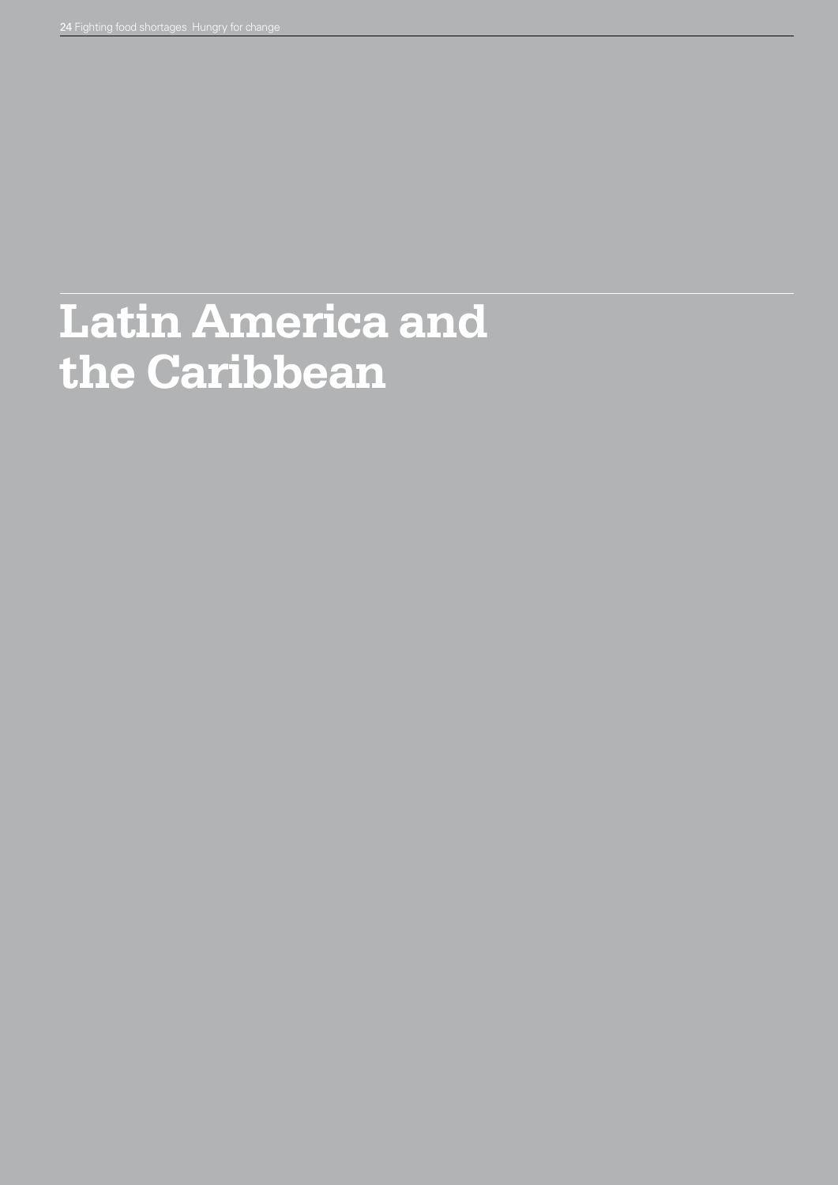# Latin America and the Caribbean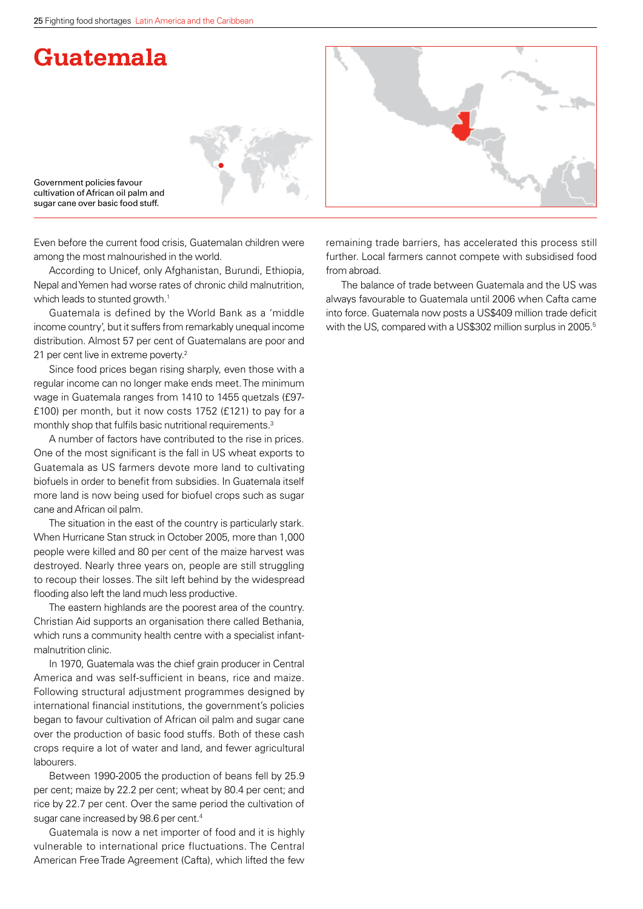# Guatemala

Government policies favour cultivation of African oil palm and sugar cane over basic food stuff.

Even before the current food crisis, Guatemalan children were among the most malnourished in the world.

According to Unicef, only Afghanistan, Burundi, Ethiopia, Nepal and Yemen had worse rates of chronic child malnutrition, which leads to stunted growth.[1]

Guatemala is defined by the World Bank as a 'middle income country', but it suffers from remarkably unequal income distribution. Almost 57 per cent of Guatemalans are poor and 21 per cent live in extreme poverty.[2]

Since food prices began rising sharply, even those with a regular income can no longer make ends meet. The minimum wage in Guatemala ranges from 1410 to 1455 quetzals (£97-£100) per month, but it now costs 1752 (£121) to pay for a monthly shop that fulfils basic nutritional requirements.[3]

A number of factors have contributed to the rise in prices. One of the most significant is the fall in US wheat exports to Guatemala as US farmers devote more land to cultivating biofuels in order to benefit from subsidies. In Guatemala itself more land is now being used for biofuel crops such as sugar cane and African oil palm.

The situation in the east of the country is particularly stark. When Hurricane Stan struck in October 2005, more than 1,000 people were killed and 80 per cent of the maize harvest was destroyed. Nearly three years on, people are still struggling to recoup their losses. The silt left behind by the widespread flooding also left the land much less productive.

The eastern highlands are the poorest area of the country. Christian Aid supports an organisation there called Bethania, which runs a community health centre with a specialist infant-malnutrition clinic.

In 1970, Guatemala was the chief grain producer in Central America and was self-sufficient in beans, rice and maize. Following structural adjustment programmes designed by international financial institutions, the government's policies began to favour cultivation of African oil palm and sugar cane over the production of basic food stuffs. Both of these cash crops require a lot of water and land, and fewer agricultural labourers.

Between 1990-2005 the production of beans fell by 25.9 per cent; maize by 22.2 per cent; wheat by 80.4 per cent; and rice by 22.7 per cent. Over the same period the cultivation of sugar cane increased by 98.6 per cent.[4]

Guatemala is now a net importer of food and it is highly vulnerable to international price fluctuations. The Central American Free Trade Agreement (Cafta), which lifted the few remaining trade barriers, has accelerated this process still further. Local farmers cannot compete with subsidised food from abroad.

The balance of trade between Guatemala and the US was always favourable to Guatemala until 2006 when Cafta came into force. Guatemala now posts a US$409 million trade deficit with the US, compared with a US$302 million surplus in 2005.[5]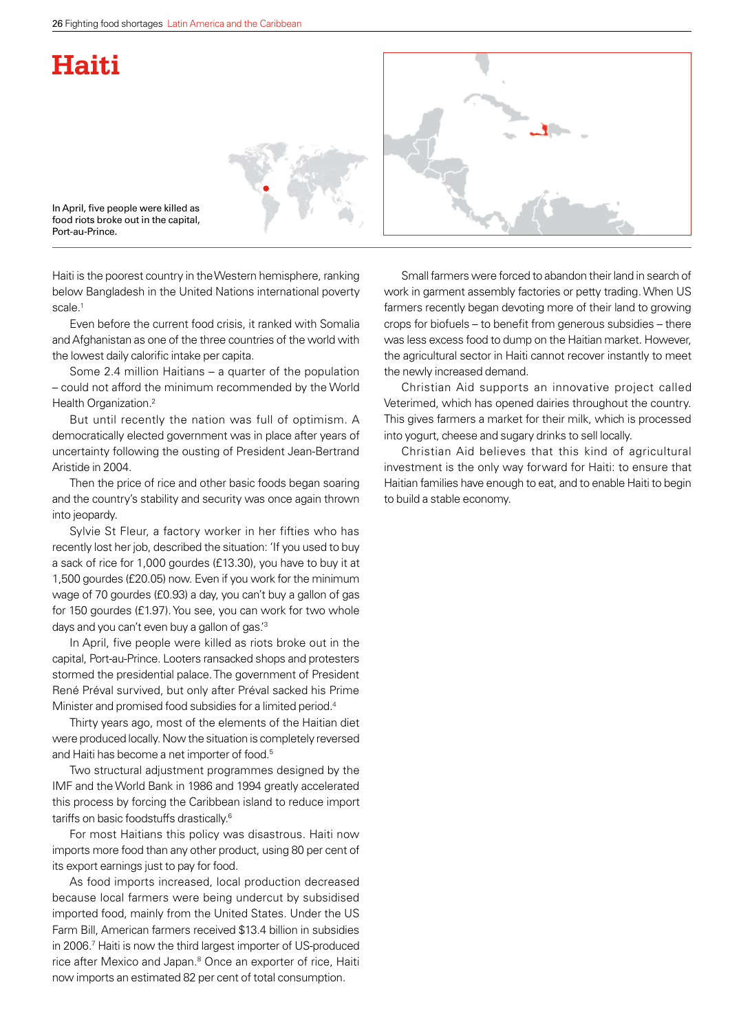# Haiti

In April, five people were killed as food riots broke out in the capital, Port-au-Prince.

Haiti is the poorest country in the Western hemisphere, ranking below Bangladesh in the United Nations international poverty scale.[1]

Even before the current food crisis, it ranked with Somalia and Afghanistan as one of the three countries of the world with the lowest daily calorific intake per capita.

Some 2.4 million Haitians – a quarter of the population – could not afford the minimum recommended by the World Health Organization.[2]

But until recently the nation was full of optimism. A democratically elected government was in place after years of uncertainty following the ousting of President Jean-Bertrand Aristide in 2004.

Then the price of rice and other basic foods began soaring and the country's stability and security was once again thrown into jeopardy.

Sylvie St Fleur, a factory worker in her fifties who has recently lost her job, described the situation: 'If you used to buy a sack of rice for 1,000 gourdes (£13.30), you have to buy it at 1,500 gourdes (£20.05) now. Even if you work for the minimum wage of 70 gourdes (£0.93) a day, you can't buy a gallon of gas for 150 gourdes (£1.97). You see, you can work for two whole days and you can't even buy a gallon of gas.'[3]

In April, five people were killed as riots broke out in the capital, Port-au-Prince. Looters ransacked shops and protesters stormed the presidential palace. The government of President René Préval survived, but only after Préval sacked his Prime Minister and promised food subsidies for a limited period.[4]

Thirty years ago, most of the elements of the Haitian diet were produced locally. Now the situation is completely reversed and Haiti has become a net importer of food.[5]

Two structural adjustment programmes designed by the IMF and the World Bank in 1986 and 1994 greatly accelerated this process by forcing the Caribbean island to reduce import tariffs on basic foodstuffs drastically.[6]

For most Haitians this policy was disastrous. Haiti now imports more food than any other product, using 80 per cent of its export earnings just to pay for food.

As food imports increased, local production decreased because local farmers were being undercut by subsidised imported food, mainly from the United States. Under the US Farm Bill, American farmers received $13.4 billion in subsidies in 2006.[7] Haiti is now the third largest importer of US-produced rice after Mexico and Japan.[8] Once an exporter of rice, Haiti now imports an estimated 82 per cent of total consumption.

Small farmers were forced to abandon their land in search of work in garment assembly factories or petty trading. When US farmers recently began devoting more of their land to growing crops for biofuels – to benefit from generous subsidies – there was less excess food to dump on the Haitian market. However, the agricultural sector in Haiti cannot recover instantly to meet the newly increased demand.

Christian Aid supports an innovative project called Veterimed, which has opened dairies throughout the country. This gives farmers a market for their milk, which is processed into yogurt, cheese and sugary drinks to sell locally.

Christian Aid believes that this kind of agricultural investment is the only way forward for Haiti: to ensure that Haitian families have enough to eat, and to enable Haiti to begin to build a stable economy.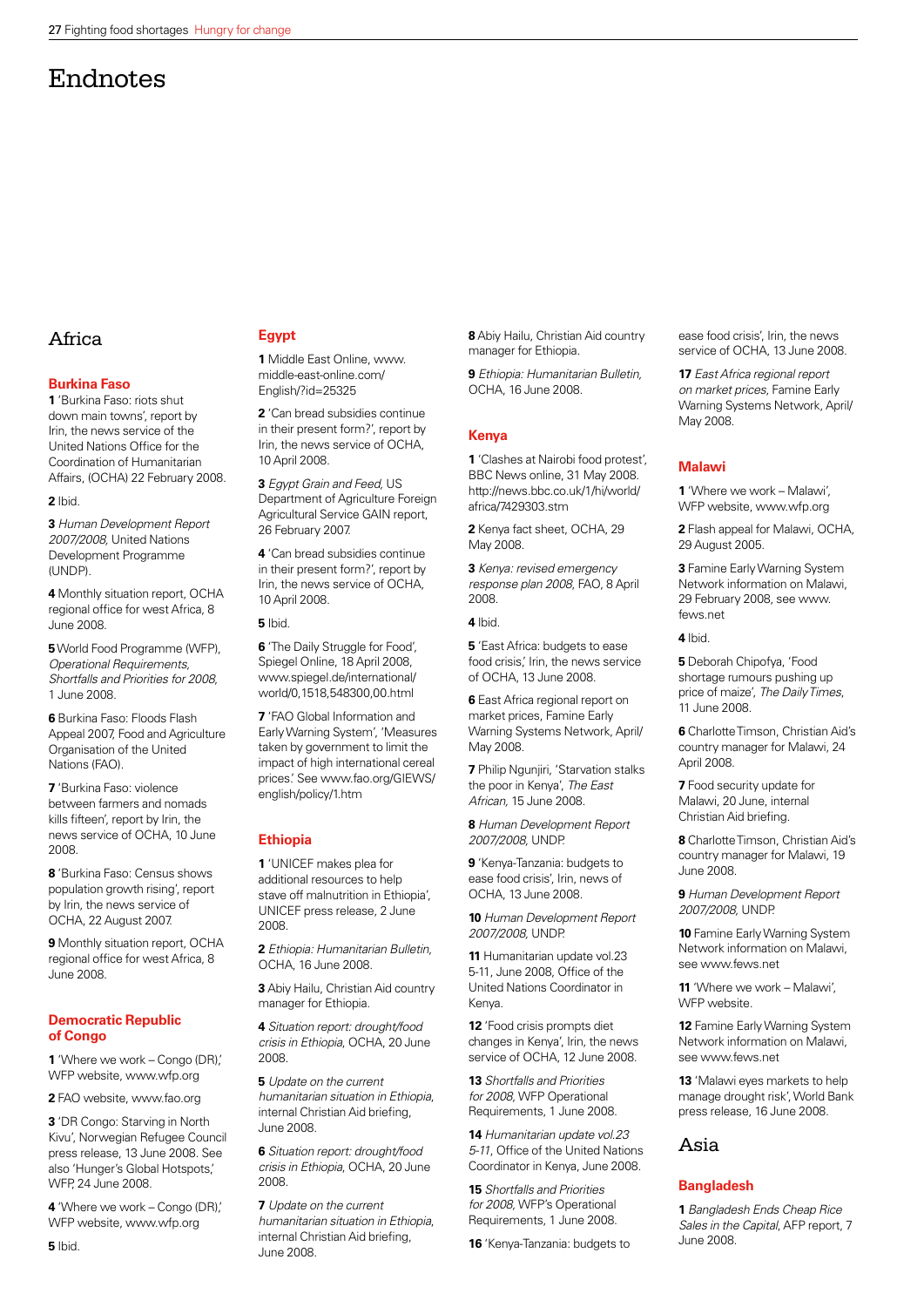# Endnotes

## Africa

### Burkina Faso

**1** 'Burkina Faso: riots shut down main towns', report by Irin, the news service of the United Nations Office for the Coordination of Humanitarian Affairs, (OCHA) 22 February 2008.

**2** Ibid.

**3** *Human Development Report 2007/2008*, United Nations Development Programme (UNDP).

**4** Monthly situation report, OCHA regional office for west Africa, 8 June 2008.

**5** World Food Programme (WFP), *Operational Requirements, Shortfalls and Priorities for 2008*, 1 June 2008.

**6** Burkina Faso: Floods Flash Appeal 2007, Food and Agriculture Organisation of the United Nations (FAO).

**7** 'Burkina Faso: violence between farmers and nomads kills fifteen', report by Irin, the news service of OCHA, 10 June 2008.

**8** 'Burkina Faso: Census shows population growth rising', report by Irin, the news service of OCHA, 22 August 2007.

**9** Monthly situation report, OCHA regional office for west Africa, 8 June 2008.

### Democratic Republic of Congo

**1** 'Where we work – Congo (DR),' WFP website, www.wfp.org

**2** FAO website, www.fao.org

**3** 'DR Congo: Starving in North Kivu', Norwegian Refugee Council press release, 13 June 2008. See also 'Hunger's Global Hotspots,' WFP, 24 June 2008.

**4** 'Where we work – Congo (DR),' WFP website, www.wfp.org

**5** Ibid.

### Egypt

**1** Middle East Online, www.middle-east-online.com/English/?id=25325

**2** 'Can bread subsidies continue in their present form?', report by Irin, the news service of OCHA, 10 April 2008.

**3** *Egypt Grain and Feed*, US Department of Agriculture Foreign Agricultural Service GAIN report, 26 February 2007.

**4** 'Can bread subsidies continue in their present form?', report by Irin, the news service of OCHA, 10 April 2008.

**5** Ibid.

**6** 'The Daily Struggle for Food', Spiegel Online, 18 April 2008, www.spiegel.de/international/world/0,1518,548300,00.html

**7** 'FAO Global Information and Early Warning System', 'Measures taken by government to limit the impact of high international cereal prices.' See www.fao.org/GIEWS/english/policy/1.htm

### Ethiopia

**1** 'UNICEF makes plea for additional resources to help stave off malnutrition in Ethiopia', UNICEF press release, 2 June 2008.

**2** *Ethiopia: Humanitarian Bulletin*, OCHA, 16 June 2008.

**3** Abiy Hailu, Christian Aid country manager for Ethiopia.

**4** *Situation report: drought/food crisis in Ethiopia*, OCHA, 20 June 2008.

**5** *Update on the current humanitarian situation in Ethiopia*, internal Christian Aid briefing, June 2008.

**6** *Situation report: drought/food crisis in Ethiopia*, OCHA, 20 June 2008.

**7** *Update on the current humanitarian situation in Ethiopia*, internal Christian Aid briefing, June 2008.

**8** Abiy Hailu, Christian Aid country manager for Ethiopia.

**9** *Ethiopia: Humanitarian Bulletin*, OCHA, 16 June 2008.

### Kenya

**1** 'Clashes at Nairobi food protest', BBC News online, 31 May 2008. http://news.bbc.co.uk/1/hi/world/africa/7429303.stm

**2** Kenya fact sheet, OCHA, 29 May 2008.

**3** *Kenya: revised emergency response plan 2008*, FAO, 8 April 2008.

**4** Ibid.

**5** 'East Africa: budgets to ease food crisis,' Irin, the news service of OCHA, 13 June 2008.

**6** East Africa regional report on market prices, Famine Early Warning Systems Network, April/May 2008.

**7** Philip Ngunjiri, 'Starvation stalks the poor in Kenya', *The East African,* 15 June 2008.

**8** *Human Development Report 2007/2008*, UNDP.

**9** 'Kenya-Tanzania: budgets to ease food crisis', Irin, news of OCHA, 13 June 2008.

**10** *Human Development Report 2007/2008*, UNDP.

**11** Humanitarian update vol.23 5-11, June 2008, Office of the United Nations Coordinator in Kenya.

**12** 'Food crisis prompts diet changes in Kenya', Irin, the news service of OCHA, 12 June 2008.

**13** *Shortfalls and Priorities for 2008*, WFP Operational Requirements, 1 June 2008.

**14** *Humanitarian update vol.23 5-11*, Office of the United Nations Coordinator in Kenya, June 2008.

**15** *Shortfalls and Priorities for 2008*, WFP's Operational Requirements, 1 June 2008.

**16** 'Kenya-Tanzania: budgets to ease food crisis', Irin, the news service of OCHA, 13 June 2008.

**17** *East Africa regional report on market prices*, Famine Early Warning Systems Network, April/May 2008.

### Malawi

**1** 'Where we work – Malawi', WFP website, www.wfp.org

**2** Flash appeal for Malawi, OCHA, 29 August 2005.

**3** Famine Early Warning System Network information on Malawi, 29 February 2008, see www.fews.net

**4** Ibid.

**5** Deborah Chipofya, 'Food shortage rumours pushing up price of maize', *The Daily Times*, 11 June 2008.

**6** Charlotte Timson, Christian Aid's country manager for Malawi, 24 April 2008.

**7** Food security update for Malawi, 20 June, internal Christian Aid briefing.

**8** Charlotte Timson, Christian Aid's country manager for Malawi, 19 June 2008.

**9** *Human Development Report 2007/2008*, UNDP.

**10** Famine Early Warning System Network information on Malawi, see www.fews.net

**11** 'Where we work – Malawi', WFP website.

**12** Famine Early Warning System Network information on Malawi, see www.fews.net

**13** 'Malawi eyes markets to help manage drought risk', World Bank press release, 16 June 2008.

## Asia

### Bangladesh

**1** *Bangladesh Ends Cheap Rice Sales in the Capital*, AFP report, 7 June 2008.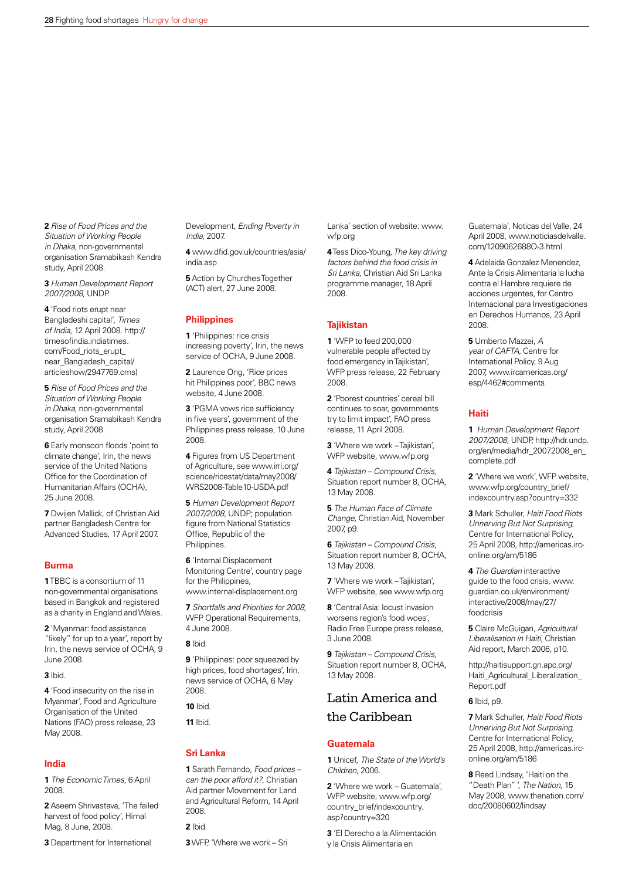**2** *Rise of Food Prices and the Situation of Working People in Dhaka*, non-governmental organisation Sramabikash Kendra study, April 2008.

**3** *Human Development Report 2007/2008*, UNDP.

**4** 'Food riots erupt near Bangladeshi capital', *Times of India*, 12 April 2008. http://timesofindia.indiatimes.com/Food_riots_erupt_near_Bangladesh_capital/articleshow/2947769.cms)

**5** *Rise of Food Prices and the Situation of Working People in Dhaka*, non-governmental organisation Sramabikash Kendra study, April 2008.

**6** Early monsoon floods 'point to climate change', Irin, the news service of the United Nations Office for the Coordination of Humanitarian Affairs (OCHA), 25 June 2008.

**7** Dwijen Mallick, of Christian Aid partner Bangladesh Centre for Advanced Studies, 17 April 2007.

## Burma

**1** TBBC is a consortium of 11 non-governmental organisations based in Bangkok and registered as a charity in England and Wales.

**2** 'Myanmar: food assistance "likely" for up to a year', report by Irin, the news service of OCHA, 9 June 2008.

**3** Ibid.

**4** 'Food insecurity on the rise in Myanmar', Food and Agriculture Organisation of the United Nations (FAO) press release, 23 May 2008.

## India

**1** *The Economic Times*, 6 April 2008.

**2** Aseem Shrivastava, 'The failed harvest of food policy', Himal Mag, 8 June, 2008.

**3** Department for International Development, *Ending Poverty in India*, 2007.

**4** www.dfid.gov.uk/countries/asia/india.asp

**5** Action by Churches Together (ACT) alert, 27 June 2008.

## Philippines

**1** 'Philippines: rice crisis increasing poverty', Irin, the news service of OCHA, 9 June 2008.

**2** Laurence Ong, 'Rice prices hit Philippines poor', BBC news website, 4 June 2008.

**3** 'PGMA vows rice sufficiency in five years', government of the Philippines press release, 10 June 2008.

**4** Figures from US Department of Agriculture, see www.irri.org/science/ricestat/data/may2008/WRS2008-Table10-USDA.pdf

**5** *Human Development Report 2007/2008*, UNDP; population figure from National Statistics Office, Republic of the Philippines.

**6** 'Internal Displacement Monitoring Centre', country page for the Philippines, www.internal-displacement.org

**7** *Shortfalls and Priorities for 2008*, WFP Operational Requirements, 4 June 2008.

**8** Ibid.

**9** 'Philippines: poor squeezed by high prices, food shortages', Irin, news service of OCHA, 6 May 2008.

**10** Ibid.

**11** Ibid.

## Sri Lanka

**1** Sarath Fernando, *Food prices – can the poor afford it?*, Christian Aid partner Movement for Land and Agricultural Reform, 14 April 2008.

**2** Ibid.

**3** WFP, 'Where we work – Sri Lanka' section of website: www.wfp.org

**4** Tess Dico-Young, *The key driving factors behind the food crisis in Sri Lanka*, Christian Aid Sri Lanka programme manager, 18 April 2008.

## Tajikistan

**1** 'WFP to feed 200,000 vulnerable people affected by food emergency in Tajikistan', WFP press release, 22 February 2008.

**2** 'Poorest countries' cereal bill continues to soar, governments try to limit impact', FAO press release, 11 April 2008.

**3** 'Where we work – Tajikistan', WFP website, www.wfp.org

**4** *Tajikistan – Compound Crisis*, Situation report number 8, OCHA, 13 May 2008.

**5** *The Human Face of Climate Change*, Christian Aid, November 2007, p9.

**6** *Tajikistan – Compound Crisis*, Situation report number 8, OCHA, 13 May 2008.

**7** 'Where we work – Tajikistan', WFP website, see www.wfp.org

**8** 'Central Asia: locust invasion worsens region's food woes', Radio Free Europe press release, 3 June 2008.

**9** *Tajikistan – Compound Crisis*, Situation report number 8, OCHA, 13 May 2008.

# Latin America and the Caribbean

## Guatemala

**1** Unicef, *The State of the World's Children*, 2006.

**2** 'Where we work – Guatemala', WFP website, www.wfp.org/country_brief/indexcountry.asp?country=320

**3** 'El Derecho a la Alimentación y la Crisis Alimentaria en Guatemala', Noticas del Valle, 24 April 2008, www.noticiasdelvalle.com/1209062688O-3.html

**4** Adelaida Gonzalez Menendez, Ante la Crisis Alimentaria la lucha contra el Hambre requiere de acciones urgentes, for Centro Internacional para Investigaciones en Derechos Humanos, 23 April 2008.

**5** Umberto Mazzei, *A year of CAFTA*, Centre for International Policy, 9 Aug 2007, www.ircamericas.org/esp/4462#comments

## Haiti

**1** *Human Development Report 2007/2008*, UNDP, http://hdr.undp.org/en/media/hdr_20072008_en_complete.pdf

**2** 'Where we work', WFP website, www.wfp.org/country_brief/indexcountry.asp?country=332

**3** Mark Schuller, *Haiti Food Riots Unnerving But Not Surprising*, Centre for International Policy, 25 April 2008, http://americas.irc-online.org/am/5186

**4** *The Guardian* interactive guide to the food crisis, www.guardian.co.uk/environment/interactive/2008/may/27/foodcrisis

**5** Claire McGuigan, *Agricultural Liberalisation in Haiti*, Christian Aid report, March 2006, p10.

http://haitisupport.gn.apc.org/Haiti_Agricultural_Liberalization_Report.pdf

**6** Ibid, p9.

**7** Mark Schuller, *Haiti Food Riots Unnerving But Not Surprising*, Centre for International Policy, 25 April 2008, http://americas.irc-online.org/am/5186

**8** Reed Lindsay, 'Haiti on the "Death Plan" ', *The Nation*, 15 May 2008, www.thenation.com/doc/20080602/lindsay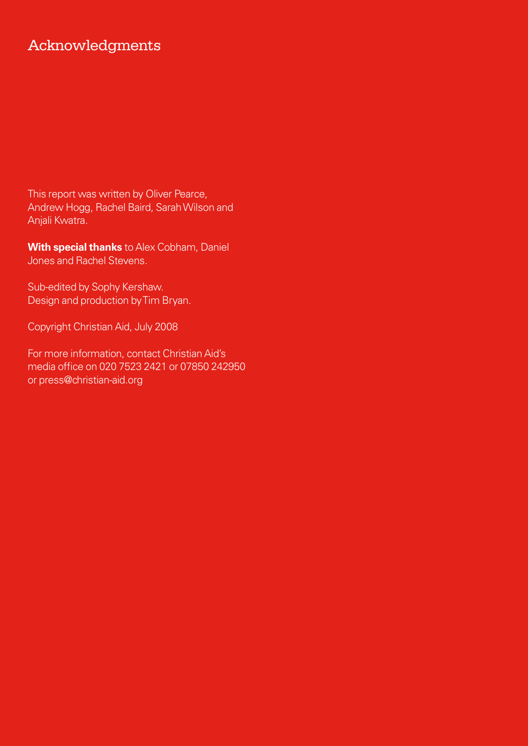# Acknowledgments

This report was written by Oliver Pearce, Andrew Hogg, Rachel Baird, Sarah Wilson and Anjali Kwatra.

**With special thanks** to Alex Cobham, Daniel Jones and Rachel Stevens.

Sub-edited by Sophy Kershaw.
Design and production by Tim Bryan.

Copyright Christian Aid, July 2008

For more information, contact Christian Aid's media office on 020 7523 2421 or 07850 242950 or press@christian-aid.org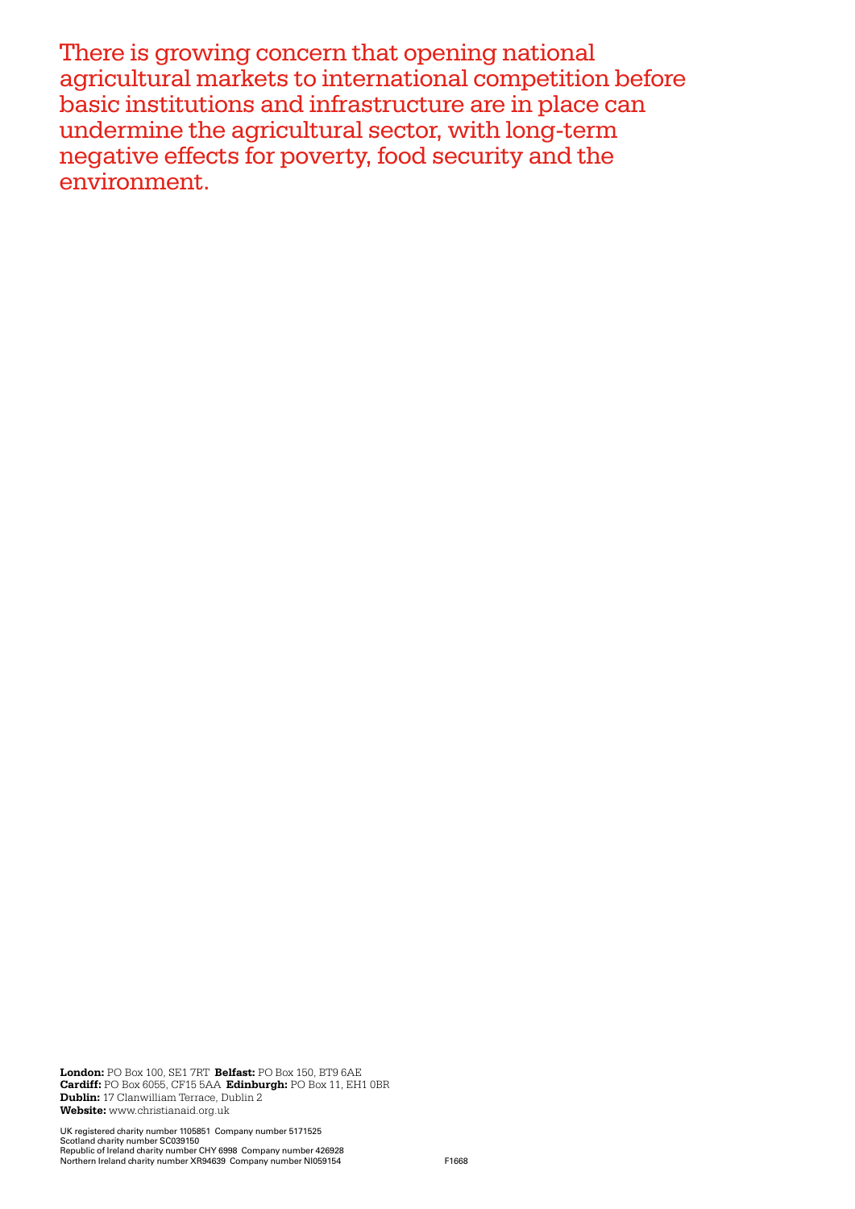There is growing concern that opening national agricultural markets to international competition before basic institutions and infrastructure are in place can undermine the agricultural sector, with long-term negative effects for poverty, food security and the environment.

**London:** PO Box 100, SE1 7RT **Belfast:** PO Box 150, BT9 6AE
**Cardiff:** PO Box 6055, CF15 5AA **Edinburgh:** PO Box 11, EH1 0BR
**Dublin:** 17 Clanwilliam Terrace, Dublin 2
**Website:** www.christianaid.org.uk

UK registered charity number 1105851 Company number 5171525
Scotland charity number SC039150
Republic of Ireland charity number CHY 6998 Company number 426928
Northern Ireland charity number XR94639 Company number NI059154

F1668